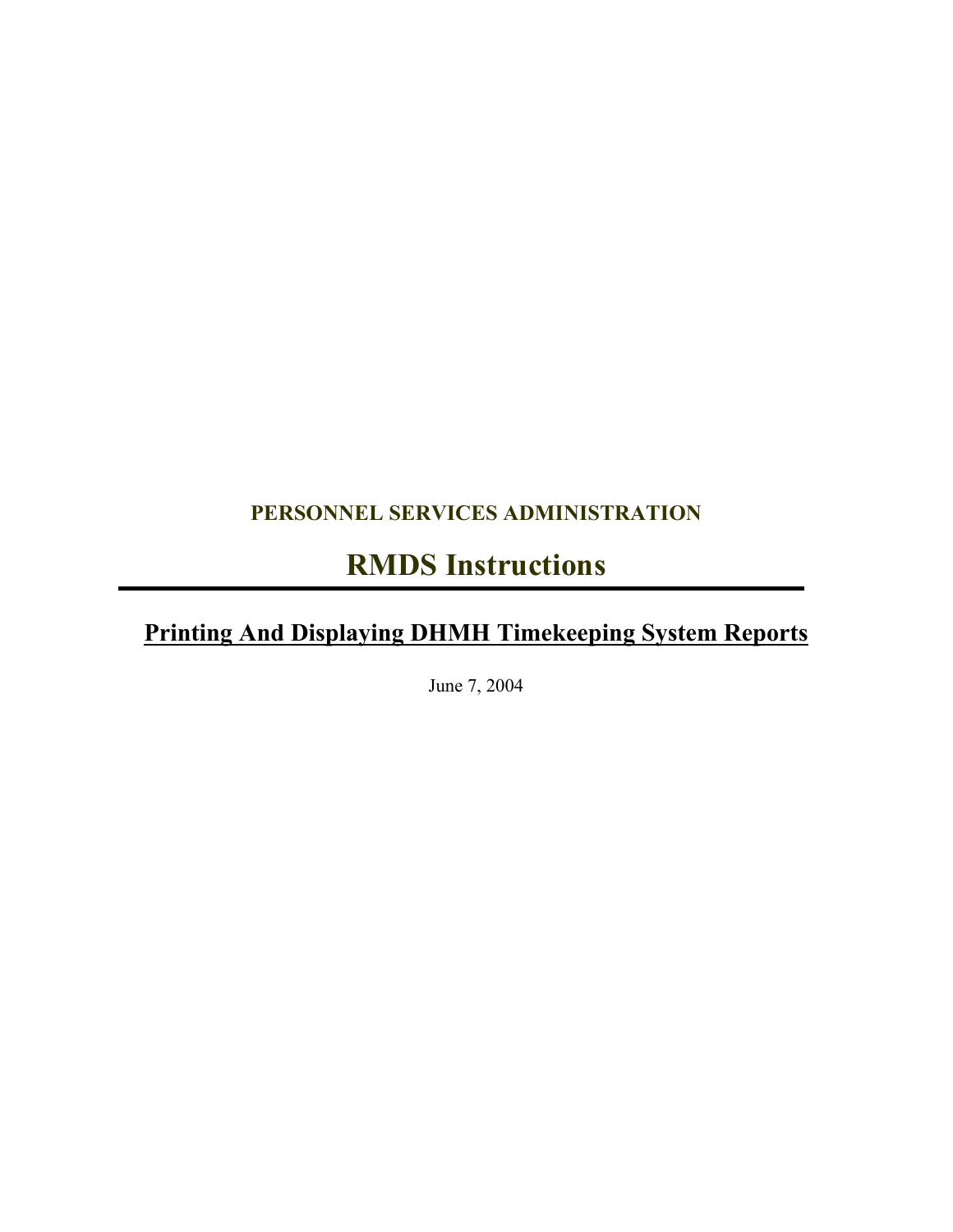**PERSONNEL SERVICES ADMINISTRATION**

# RMDS Instructions

---

## Printing And Displaying DHMH Timekeeping System Reports

June 7, 2004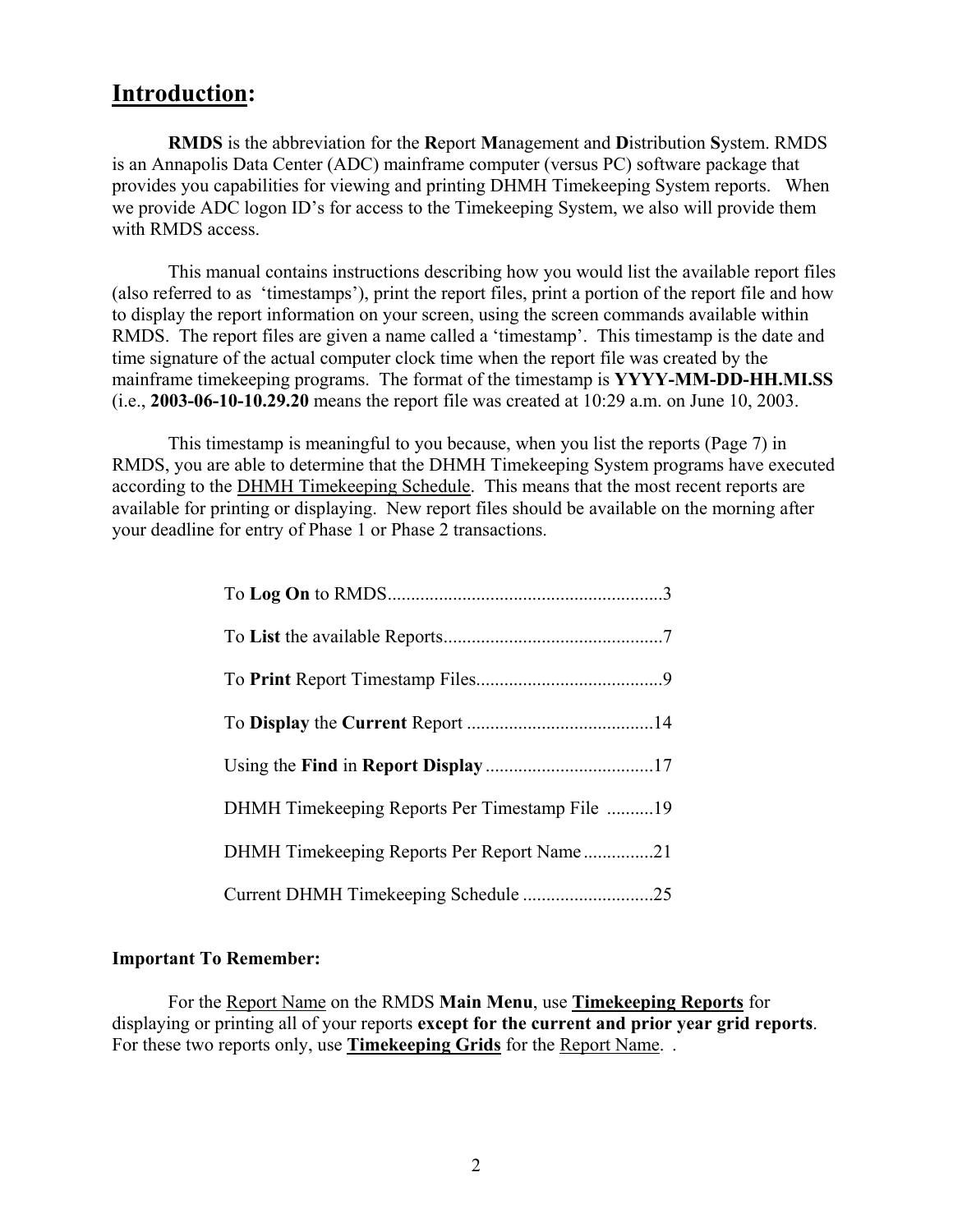## **<u>Introduction</u>:**

**RMDS** is the abbreviation for the **R**eport **M**anagement and **D**istribution **S**ystem. RMDS is an Annapolis Data Center (ADC) mainframe computer (versus PC) software package that provides you capabilities for viewing and printing DHMH Timekeeping System reports. When we provide ADC logon ID's for access to the Timekeeping System, we also will provide them with RMDS access.

This manual contains instructions describing how you would list the available report files (also referred to as 'timestamps'), print the report files, print a portion of the report file and how to display the report information on your screen, using the screen commands available within RMDS. The report files are given a name called a 'timestamp'. This timestamp is the date and time signature of the actual computer clock time when the report file was created by the mainframe timekeeping programs. The format of the timestamp is **YYYY-MM-DD-HH.MI.SS** (i.e., **2003-06-10-10.29.20** means the report file was created at 10:29 a.m. on June 10, 2003.

This timestamp is meaningful to you because, when you list the reports (Page 7) in RMDS, you are able to determine that the DHMH Timekeeping System programs have executed according to the <u>DHMH Timekeeping Schedule</u>. This means that the most recent reports are available for printing or displaying. New report files should be available on the morning after your deadline for entry of Phase 1 or Phase 2 transactions.

- To **Log On** to RMDS..........................................................3
- To **List** the available Reports...............................................7
- To **Print** Report Timestamp Files........................................9
- To **Display** the **Current** Report ........................................14
- Using the **Find** in **Report Display** ....................................17
- DHMH Timekeeping Reports Per Timestamp File ..........19
- DHMH Timekeeping Reports Per Report Name...............21
- Current DHMH Timekeeping Schedule ...........................25

**Important To Remember:**

For the <u>Report Name</u> on the RMDS **Main Menu**, use **<u>Timekeeping Reports</u>** for displaying or printing all of your reports **except for the current and prior year grid reports**. For these two reports only, use **<u>Timekeeping Grids</u>** for the <u>Report Name</u>. .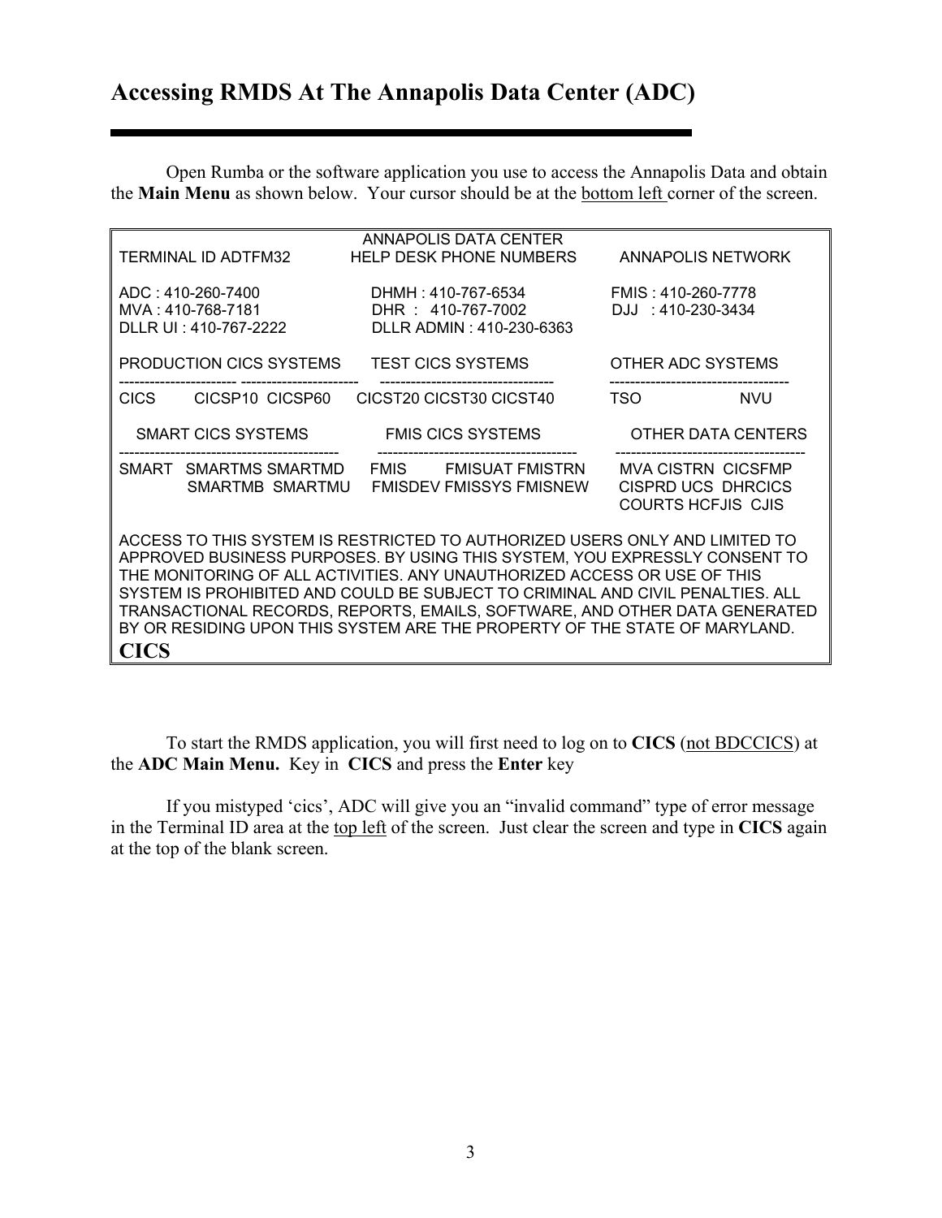# Accessing RMDS At The Annapolis Data Center (ADC)

Open Rumba or the software application you use to access the Annapolis Data and obtain the **Main Menu** as shown below. Your cursor should be at the <u>bottom left</u> corner of the screen.

```
                                   ANNAPOLIS DATA CENTER
TERMINAL ID ADTFM32           HELP DESK PHONE NUMBERS          ANNAPOLIS NETWORK

ADC : 410-260-7400                DHMH : 410-767-6534             FMIS : 410-260-7778
MVA : 410-768-7181                DHR  :   410-767-7002           DJJ   : 410-230-3434
DLLR UI : 410-767-2222            DLLR ADMIN : 410-230-6363

PRODUCTION CICS SYSTEMS       TEST CICS SYSTEMS               OTHER ADC SYSTEMS
---------------------- -----------------------     ---------------------------------        ----------------------------------
CICS        CICSP10  CICSP60      CICST20 CICST30 CICST40           TSO                    NVU

   SMART CICS SYSTEMS              FMIS CICS SYSTEMS                 OTHER DATA CENTERS
------------------------------------------        ---------------------------------------        ------------------------------------
SMART   SMARTMS SMARTMD      FMIS        FMISUAT FMISTRN        MVA CISTRN  CICSFMP
            SMARTMB  SMARTMU     FMISDEV FMISSYS FMISNEW        CISPRD UCS  DHRCICS
                                                                 COURTS HCFJIS  CJIS

ACCESS TO THIS SYSTEM IS RESTRICTED TO AUTHORIZED USERS ONLY AND LIMITED TO
APPROVED BUSINESS PURPOSES. BY USING THIS SYSTEM, YOU EXPRESSLY CONSENT TO
THE MONITORING OF ALL ACTIVITIES. ANY UNAUTHORIZED ACCESS OR USE OF THIS
SYSTEM IS PROHIBITED AND COULD BE SUBJECT TO CRIMINAL AND CIVIL PENALTIES. ALL
TRANSACTIONAL RECORDS, REPORTS, EMAILS, SOFTWARE, AND OTHER DATA GENERATED
BY OR RESIDING UPON THIS SYSTEM ARE THE PROPERTY OF THE STATE OF MARYLAND.
CICS
```

To start the RMDS application, you will first need to log on to **CICS** (<u>not BDCCICS</u>) at the **ADC Main Menu.** Key in **CICS** and press the **Enter** key

If you mistyped 'cics', ADC will give you an "invalid command" type of error message in the Terminal ID area at the <u>top left</u> of the screen. Just clear the screen and type in **CICS** again at the top of the blank screen.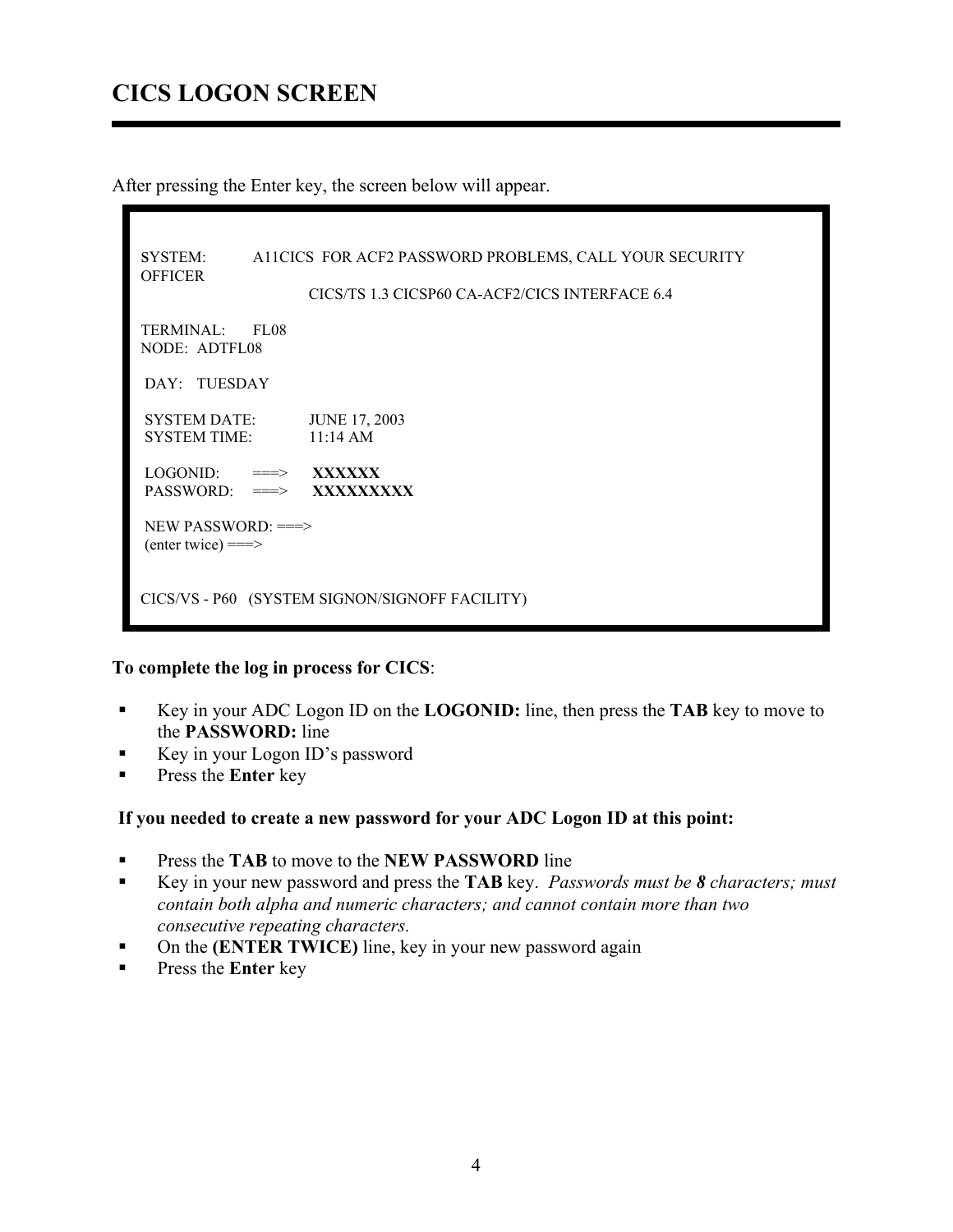# CICS LOGON SCREEN

After pressing the Enter key, the screen below will appear.

```
SYSTEM:         A11CICS  FOR ACF2 PASSWORD PROBLEMS, CALL YOUR SECURITY
OFFICER
                      CICS/TS 1.3 CICSP60 CA-ACF2/CICS INTERFACE 6.4

TERMINAL:     FL08
NODE:  ADTFL08

 DAY:    TUESDAY

 SYSTEM DATE:          JUNE 17, 2003
 SYSTEM TIME:          11:14 AM

 LOGONID:       ===>     XXXXXX
 PASSWORD:      ===>     XXXXXXXXX

 NEW PASSWORD: ===>
 (enter twice) ===>


CICS/VS - P60   (SYSTEM SIGNON/SIGNOFF FACILITY)
```

**To complete the log in process for CICS**:

- Key in your ADC Logon ID on the **LOGONID:** line, then press the **TAB** key to move to the **PASSWORD:** line
- Key in your Logon ID's password
- Press the **Enter** key

**If you needed to create a new password for your ADC Logon ID at this point:**

- Press the **TAB** to move to the **NEW PASSWORD** line
- Key in your new password and press the **TAB** key. *Passwords must be **8** characters; must contain both alpha and numeric characters; and cannot contain more than two consecutive repeating characters.*
- On the **(ENTER TWICE)** line, key in your new password again
- Press the **Enter** key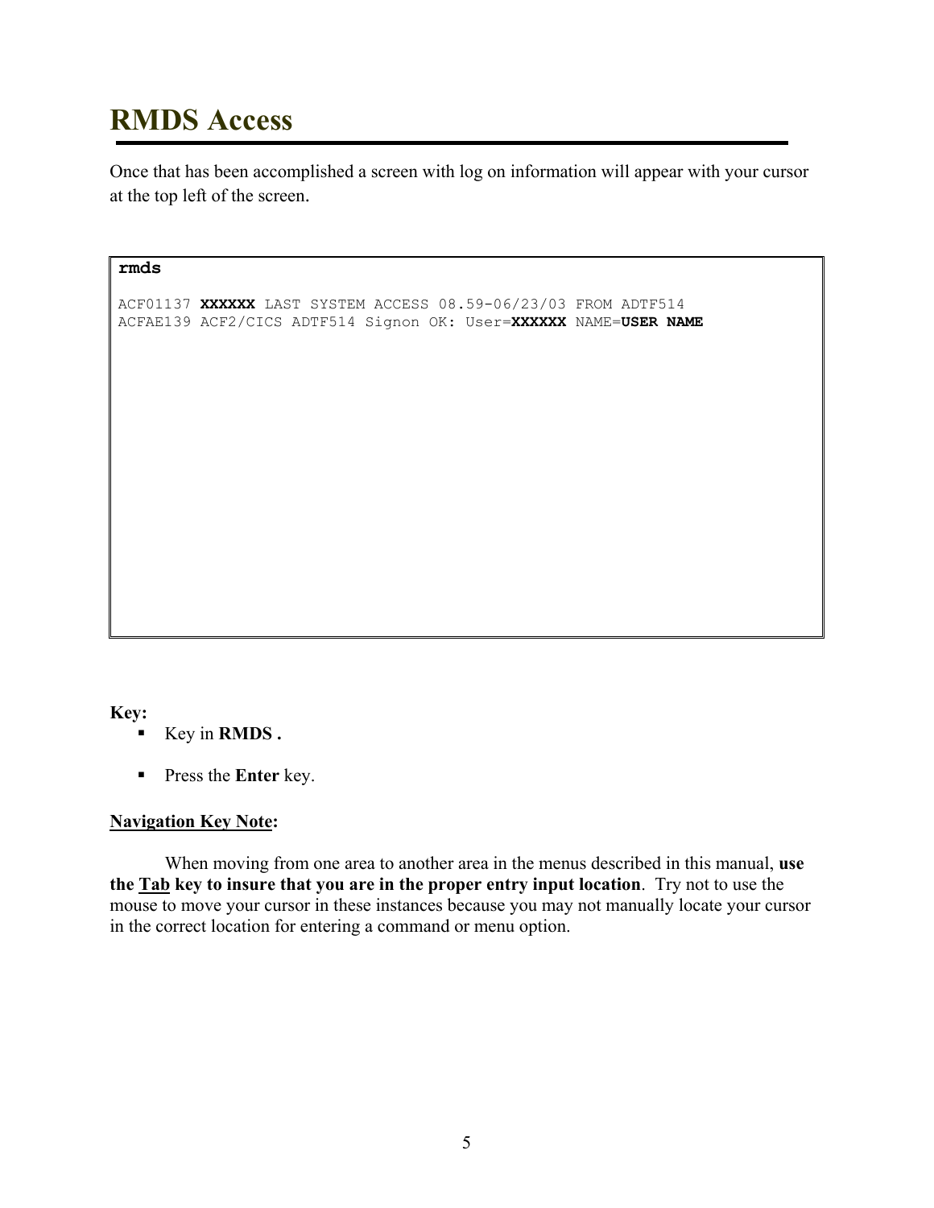# RMDS Access

Once that has been accomplished a screen with log on information will appear with your cursor at the top left of the screen.

```
rmds

ACF01137 XXXXXX LAST SYSTEM ACCESS 08.59-06/23/03 FROM ADTF514
ACFAE139 ACF2/CICS ADTF514 Signon OK: User=XXXXXX NAME=USER NAME
```

**Key:**

- Key in **RMDS .**
- Press the **Enter** key.

**<u>Navigation Key Note</u>:**

When moving from one area to another area in the menus described in this manual, **use the <u>Tab</u> key to insure that you are in the proper entry input location**. Try not to use the mouse to move your cursor in these instances because you may not manually locate your cursor in the correct location for entering a command or menu option.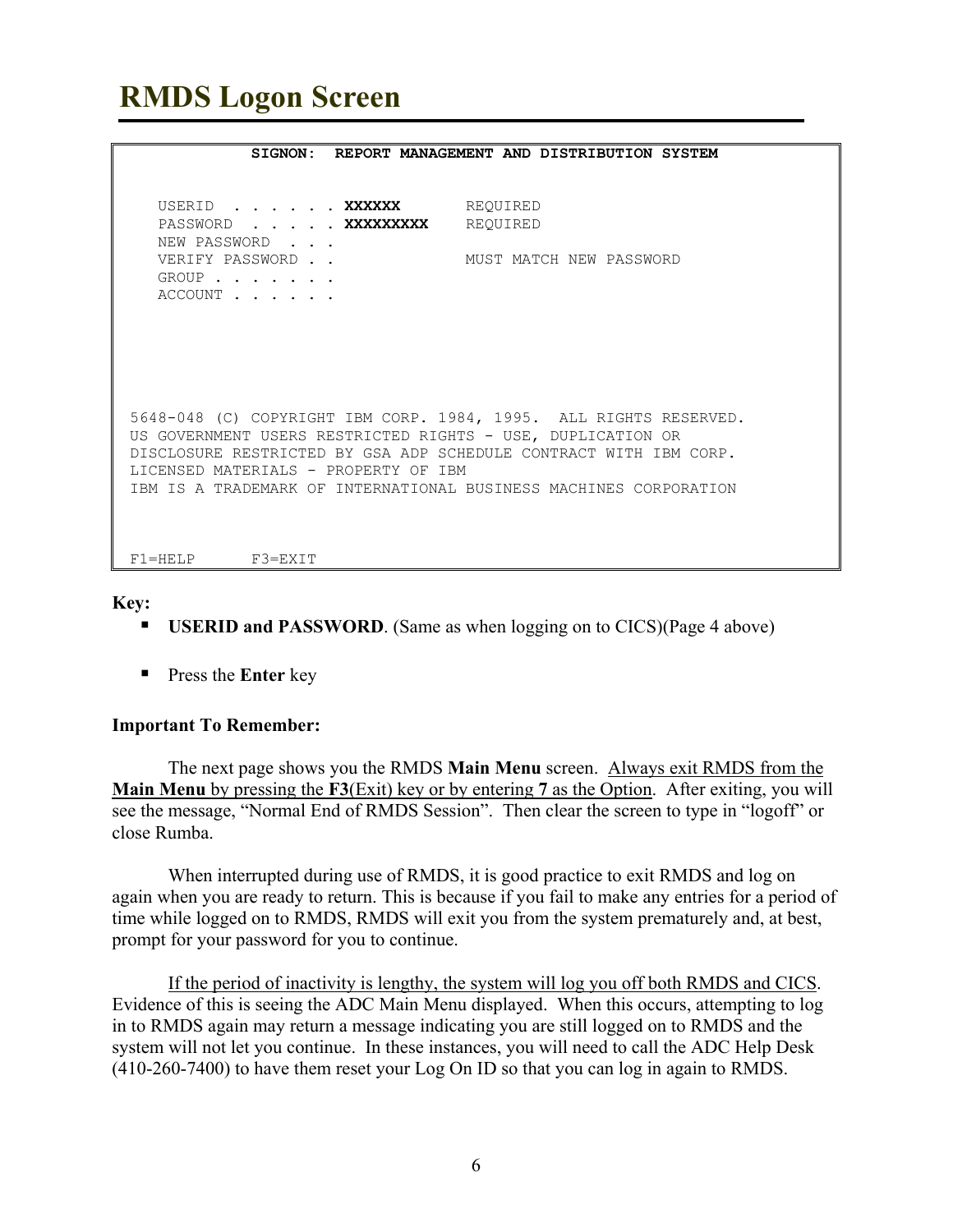# RMDS Logon Screen

```
              SIGNON:  REPORT MANAGEMENT AND DISTRIBUTION SYSTEM


    USERID  . . . . . . XXXXXX       REQUIRED
    PASSWORD  . . . . . XXXXXXXXX    REQUIRED
    NEW PASSWORD  . . .
    VERIFY PASSWORD . .              MUST MATCH NEW PASSWORD
    GROUP . . . . . . .
    ACCOUNT . . . . . .





 5648-048 (C) COPYRIGHT IBM CORP. 1984, 1995.  ALL RIGHTS RESERVED.
 US GOVERNMENT USERS RESTRICTED RIGHTS - USE, DUPLICATION OR
 DISCLOSURE RESTRICTED BY GSA ADP SCHEDULE CONTRACT WITH IBM CORP.
 LICENSED MATERIALS - PROPERTY OF IBM
 IBM IS A TRADEMARK OF INTERNATIONAL BUSINESS MACHINES CORPORATION



 F1=HELP      F3=EXIT
```

**Key:**

- **USERID and PASSWORD**. (Same as when logging on to CICS)(Page 4 above)
- Press the **Enter** key

**Important To Remember:**

The next page shows you the RMDS **Main Menu** screen. Always exit RMDS from the **Main Menu** by pressing the **F3**(Exit) key or by entering **7** as the Option. After exiting, you will see the message, "Normal End of RMDS Session". Then clear the screen to type in "logoff" or close Rumba.

When interrupted during use of RMDS, it is good practice to exit RMDS and log on again when you are ready to return. This is because if you fail to make any entries for a period of time while logged on to RMDS, RMDS will exit you from the system prematurely and, at best, prompt for your password for you to continue.

If the period of inactivity is lengthy, the system will log you off both RMDS and CICS. Evidence of this is seeing the ADC Main Menu displayed. When this occurs, attempting to log in to RMDS again may return a message indicating you are still logged on to RMDS and the system will not let you continue. In these instances, you will need to call the ADC Help Desk (410-260-7400) to have them reset your Log On ID so that you can log in again to RMDS.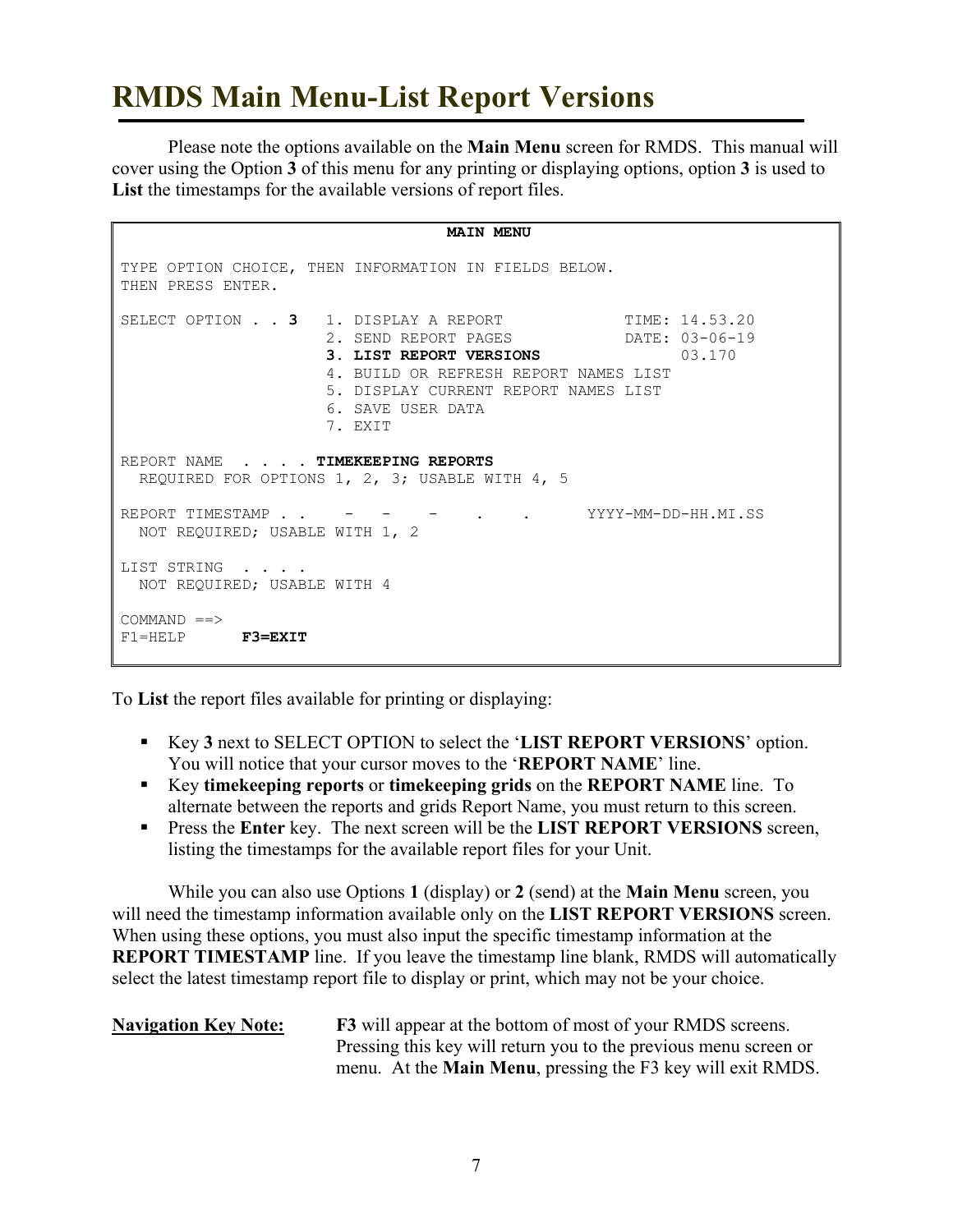# RMDS Main Menu-List Report Versions

Please note the options available on the **Main Menu** screen for RMDS. This manual will cover using the Option **3** of this menu for any printing or displaying options, option **3** is used to **List** the timestamps for the available versions of report files.

```
                                 MAIN MENU

TYPE OPTION CHOICE, THEN INFORMATION IN FIELDS BELOW.
THEN PRESS ENTER.

SELECT OPTION . . 3   1. DISPLAY A REPORT             TIME: 14.53.20
                      2. SEND REPORT PAGES            DATE: 03-06-19
                      3. LIST REPORT VERSIONS               03.170
                      4. BUILD OR REFRESH REPORT NAMES LIST
                      5. DISPLAY CURRENT REPORT NAMES LIST
                      6. SAVE USER DATA
                      7. EXIT

REPORT NAME  . . . . TIMEKEEPING REPORTS
  REQUIRED FOR OPTIONS 1, 2, 3; USABLE WITH 4, 5

REPORT TIMESTAMP . .    -   -    -    .    .     YYYY-MM-DD-HH.MI.SS
  NOT REQUIRED; USABLE WITH 1, 2

LIST STRING  . . . .
  NOT REQUIRED; USABLE WITH 4

COMMAND ==>
F1=HELP      F3=EXIT
```

To **List** the report files available for printing or displaying:

- Key **3** next to SELECT OPTION to select the '**LIST REPORT VERSIONS**' option. You will notice that your cursor moves to the '**REPORT NAME**' line.
- Key **timekeeping reports** or **timekeeping grids** on the **REPORT NAME** line. To alternate between the reports and grids Report Name, you must return to this screen.
- Press the **Enter** key. The next screen will be the **LIST REPORT VERSIONS** screen, listing the timestamps for the available report files for your Unit.

While you can also use Options **1** (display) or **2** (send) at the **Main Menu** screen, you will need the timestamp information available only on the **LIST REPORT VERSIONS** screen. When using these options, you must also input the specific timestamp information at the **REPORT TIMESTAMP** line. If you leave the timestamp line blank, RMDS will automatically select the latest timestamp report file to display or print, which may not be your choice.

**Navigation Key Note:** **F3** will appear at the bottom of most of your RMDS screens. Pressing this key will return you to the previous menu screen or menu. At the **Main Menu**, pressing the F3 key will exit RMDS.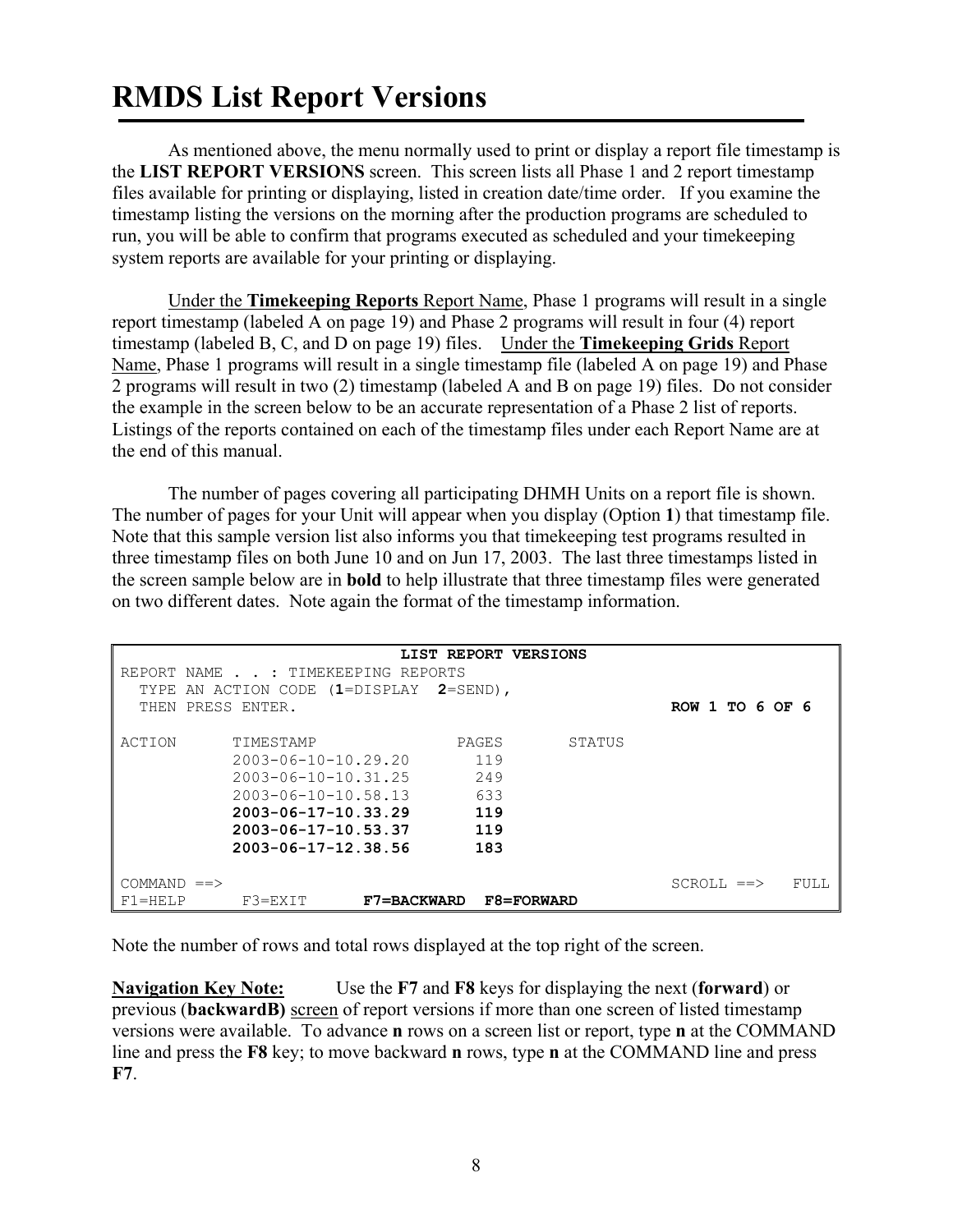# RMDS List Report Versions

As mentioned above, the menu normally used to print or display a report file timestamp is the **LIST REPORT VERSIONS** screen. This screen lists all Phase 1 and 2 report timestamp files available for printing or displaying, listed in creation date/time order. If you examine the timestamp listing the versions on the morning after the production programs are scheduled to run, you will be able to confirm that programs executed as scheduled and your timekeeping system reports are available for your printing or displaying.

Under the **Timekeeping Reports** Report Name, Phase 1 programs will result in a single report timestamp (labeled A on page 19) and Phase 2 programs will result in four (4) report timestamp (labeled B, C, and D on page 19) files. Under the **Timekeeping Grids** Report Name, Phase 1 programs will result in a single timestamp file (labeled A on page 19) and Phase 2 programs will result in two (2) timestamp (labeled A and B on page 19) files. Do not consider the example in the screen below to be an accurate representation of a Phase 2 list of reports. Listings of the reports contained on each of the timestamp files under each Report Name are at the end of this manual.

The number of pages covering all participating DHMH Units on a report file is shown. The number of pages for your Unit will appear when you display (Option **1**) that timestamp file. Note that this sample version list also informs you that timekeeping test programs resulted in three timestamp files on both June 10 and on Jun 17, 2003. The last three timestamps listed in the screen sample below are in **bold** to help illustrate that three timestamp files were generated on two different dates. Note again the format of the timestamp information.

```
                                LIST REPORT VERSIONS
REPORT NAME . . : TIMEKEEPING REPORTS
  TYPE AN ACTION CODE (1=DISPLAY  2=SEND),
  THEN PRESS ENTER.                                            ROW 1 TO 6 OF 6

ACTION      TIMESTAMP              PAGES        STATUS
            2003-06-10-10.29.20      119
            2003-06-10-10.31.25      249
            2003-06-10-10.58.13      633
            2003-06-17-10.33.29      119
            2003-06-17-10.53.37      119
            2003-06-17-12.38.56      183

COMMAND ==>                                                    SCROLL ==>   FULL
F1=HELP      F3=EXIT      F7=BACKWARD  F8=FORWARD
```

Note the number of rows and total rows displayed at the top right of the screen.

**Navigation Key Note:** Use the **F7** and **F8** keys for displaying the next (**forward**) or previous (**backwardB)** screen of report versions if more than one screen of listed timestamp versions were available. To advance **n** rows on a screen list or report, type **n** at the COMMAND line and press the **F8** key; to move backward **n** rows, type **n** at the COMMAND line and press **F7**.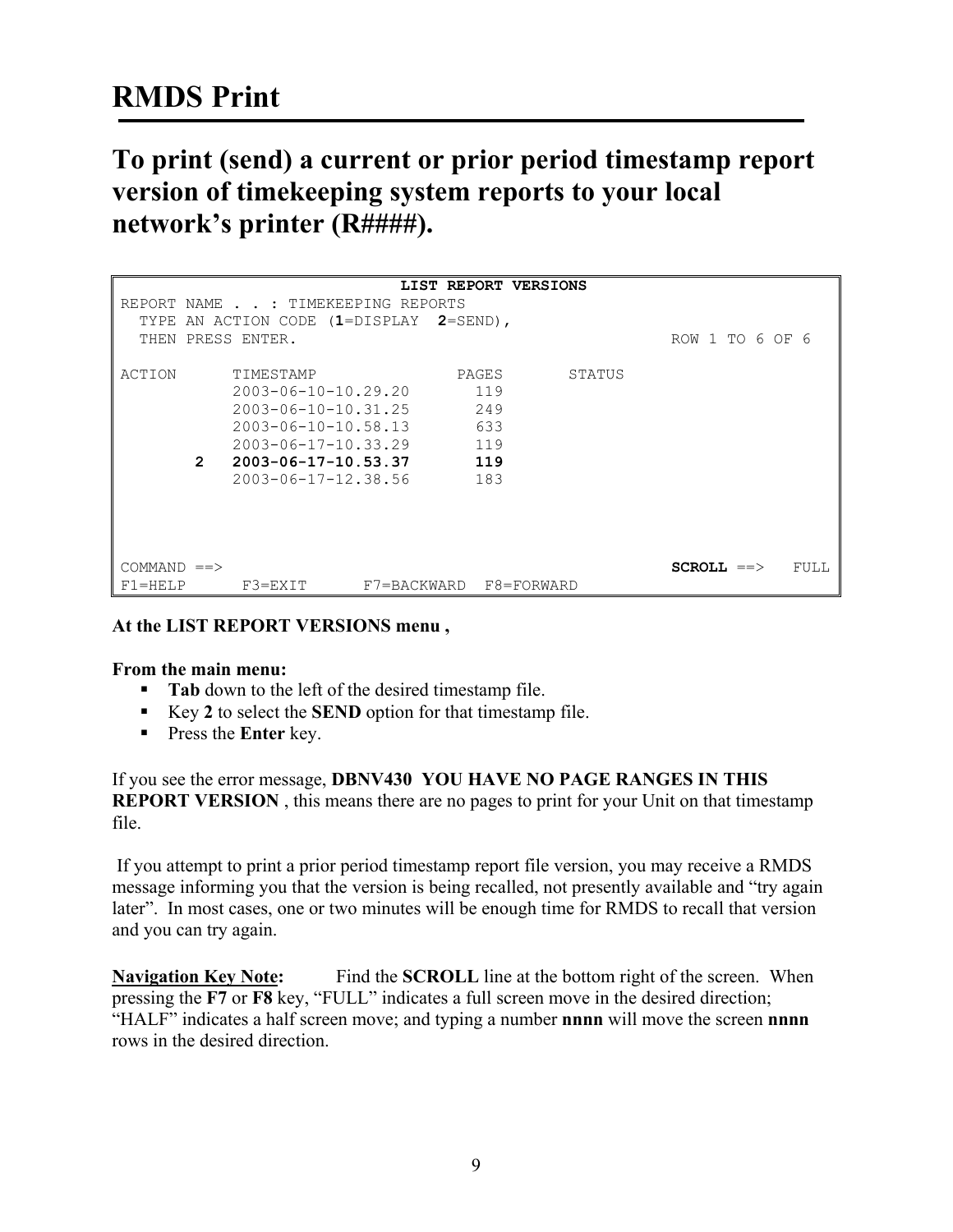# RMDS Print

## To print (send) a current or prior period timestamp report version of timekeeping system reports to your local network's printer (R####).

```
                              LIST REPORT VERSIONS
REPORT NAME . . : TIMEKEEPING REPORTS
  TYPE AN ACTION CODE (1=DISPLAY  2=SEND),
  THEN PRESS ENTER.                                            ROW 1 TO 6 OF 6

ACTION      TIMESTAMP              PAGES       STATUS
            2003-06-10-10.29.20      119
            2003-06-10-10.31.25      249
            2003-06-10-10.58.13      633
            2003-06-17-10.33.29      119
       2    2003-06-17-10.53.37      119
            2003-06-17-12.38.56      183




COMMAND ==>                                                    SCROLL ==>   FULL
F1=HELP      F3=EXIT      F7=BACKWARD  F8=FORWARD
```

**At the LIST REPORT VERSIONS menu ,**

**From the main menu:**

- **Tab** down to the left of the desired timestamp file.
- Key **2** to select the **SEND** option for that timestamp file.
- Press the **Enter** key.

If you see the error message, **DBNV430 YOU HAVE NO PAGE RANGES IN THIS REPORT VERSION** , this means there are no pages to print for your Unit on that timestamp file.

If you attempt to print a prior period timestamp report file version, you may receive a RMDS message informing you that the version is being recalled, not presently available and "try again later". In most cases, one or two minutes will be enough time for RMDS to recall that version and you can try again.

<u>**Navigation Key Note**</u>**:** Find the **SCROLL** line at the bottom right of the screen. When pressing the **F7** or **F8** key, "FULL" indicates a full screen move in the desired direction; "HALF" indicates a half screen move; and typing a number **nnnn** will move the screen **nnnn** rows in the desired direction.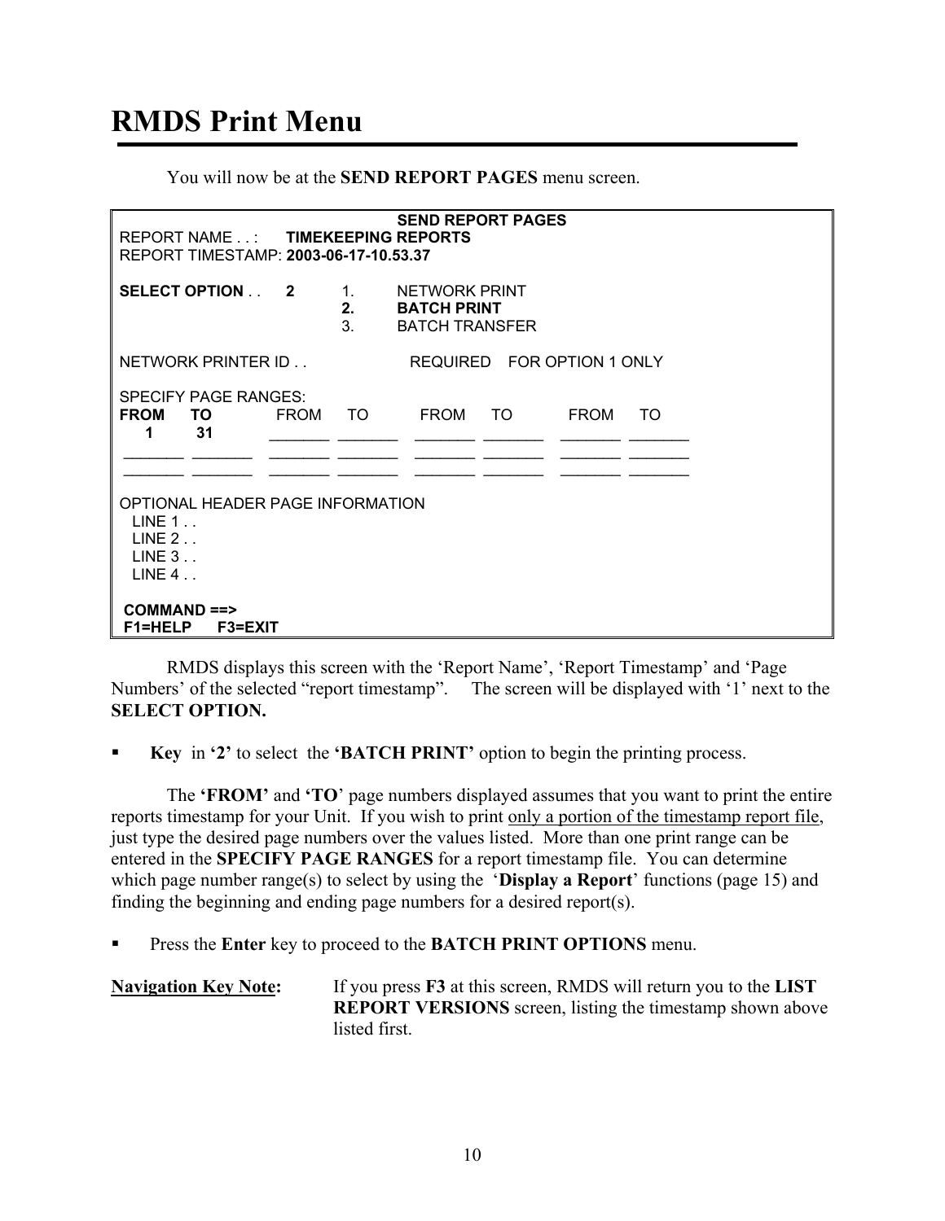# RMDS Print Menu

You will now be at the **SEND REPORT PAGES** menu screen.

```
                                        SEND REPORT PAGES
REPORT NAME . . :      TIMEKEEPING REPORTS
REPORT TIMESTAMP: 2003-06-17-10.53.37

SELECT OPTION . .      2        1.      NETWORK PRINT
                                2.      BATCH PRINT
                                3.      BATCH TRANSFER

NETWORK PRINTER ID . .                  REQUIRED    FOR OPTION 1 ONLY

SPECIFY PAGE RANGES:
FROM     TO           FROM     TO         FROM     TO          FROM     TO
  1       31         _______  _______    _______  _______     _______  _______
_______  _______     _______  _______    _______  _______     _______  _______
_______  _______     _______  _______    _______  _______     _______  _______

OPTIONAL HEADER PAGE INFORMATION
  LINE 1 . .
  LINE 2 . .
  LINE 3 . .
  LINE 4 . .

 COMMAND ==>
 F1=HELP     F3=EXIT
```

RMDS displays this screen with the 'Report Name', 'Report Timestamp' and 'Page Numbers' of the selected "report timestamp". The screen will be displayed with '1' next to the **SELECT OPTION.**

- **Key** in **'2'** to select the **'BATCH PRINT'** option to begin the printing process.

The **'FROM'** and **'TO'** page numbers displayed assumes that you want to print the entire reports timestamp for your Unit. If you wish to print only a portion of the timestamp report file, just type the desired page numbers over the values listed. More than one print range can be entered in the **SPECIFY PAGE RANGES** for a report timestamp file. You can determine which page number range(s) to select by using the '**Display a Report**' functions (page 15) and finding the beginning and ending page numbers for a desired report(s).

- Press the **Enter** key to proceed to the **BATCH PRINT OPTIONS** menu.

**Navigation Key Note:** If you press **F3** at this screen, RMDS will return you to the **LIST REPORT VERSIONS** screen, listing the timestamp shown above listed first.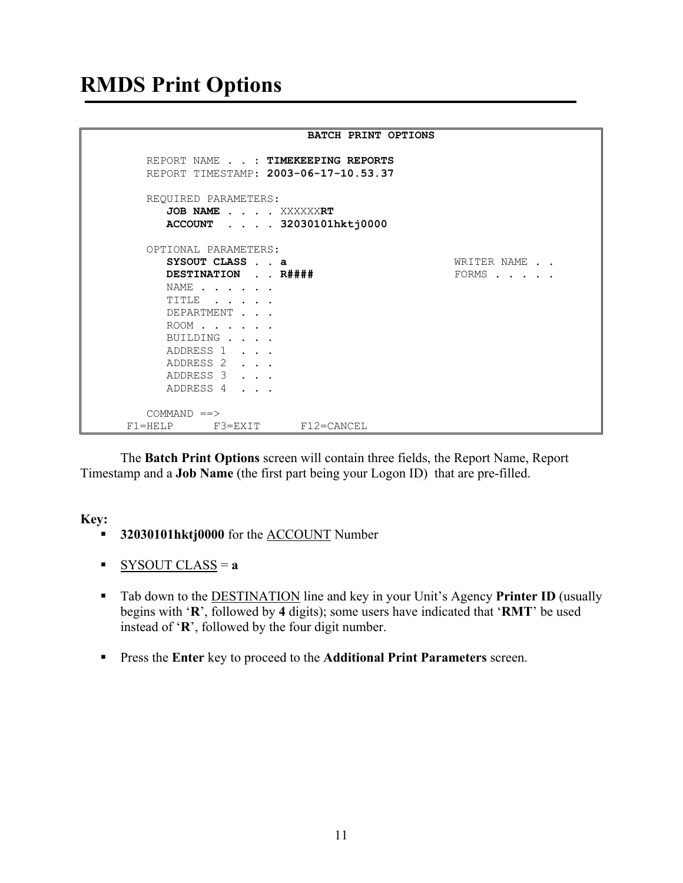# RMDS Print Options

```
                              BATCH PRINT OPTIONS

        REPORT NAME . . : TIMEKEEPING REPORTS
        REPORT TIMESTAMP: 2003-06-17-10.53.37

        REQUIRED PARAMETERS:
           JOB NAME . . . . XXXXXXRT
           ACCOUNT  . . . . 32030101hktj0000

        OPTIONAL PARAMETERS:
           SYSOUT CLASS . . a                        WRITER NAME . .
           DESTINATION  . . R####                    FORMS . . . . .
           NAME . . . . . .
           TITLE  . . . . .
           DEPARTMENT . . .
           ROOM . . . . . .
           BUILDING . . . .
           ADDRESS 1  . . .
           ADDRESS 2  . . .
           ADDRESS 3  . . .
           ADDRESS 4  . . .

        COMMAND ==>
     F1=HELP      F3=EXIT      F12=CANCEL
```

The **Batch Print Options** screen will contain three fields, the Report Name, Report Timestamp and a **Job Name** (the first part being your Logon ID) that are pre-filled.

**Key:**

- **32030101hktj0000** for the ACCOUNT Number
- SYSOUT CLASS = **a**
- Tab down to the DESTINATION line and key in your Unit's Agency **Printer ID** (usually begins with '**R**', followed by **4** digits); some users have indicated that '**RMT**' be used instead of '**R**', followed by the four digit number.
- Press the **Enter** key to proceed to the **Additional Print Parameters** screen.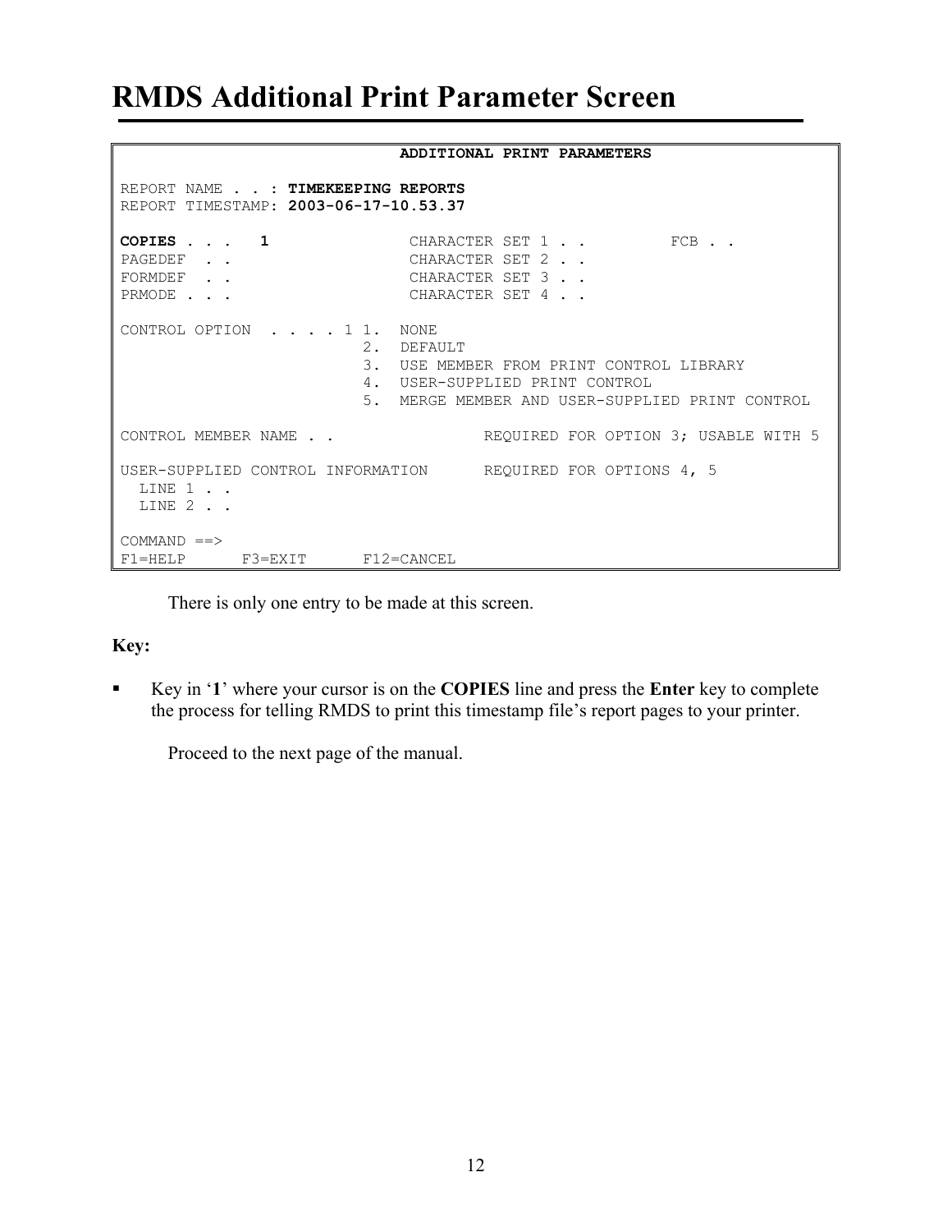# RMDS Additional Print Parameter Screen

```
                              ADDITIONAL PRINT PARAMETERS

REPORT NAME . . : TIMEKEEPING REPORTS
REPORT TIMESTAMP: 2003-06-17-10.53.37

COPIES . . .   1               CHARACTER SET 1 . .         FCB . .
PAGEDEF  . .                   CHARACTER SET 2 . .
FORMDEF  . .                   CHARACTER SET 3 . .
PRMODE . . .                   CHARACTER SET 4 . .

CONTROL OPTION  . . . . 1 1.  NONE
                          2.  DEFAULT
                          3.  USE MEMBER FROM PRINT CONTROL LIBRARY
                          4.  USER-SUPPLIED PRINT CONTROL
                          5.  MERGE MEMBER AND USER-SUPPLIED PRINT CONTROL

CONTROL MEMBER NAME . .                REQUIRED FOR OPTION 3; USABLE WITH 5

USER-SUPPLIED CONTROL INFORMATION      REQUIRED FOR OPTIONS 4, 5
  LINE 1 . .
  LINE 2 . .

COMMAND ==>
F1=HELP      F3=EXIT      F12=CANCEL
```

There is only one entry to be made at this screen.

**Key:**

- Key in '**1**' where your cursor is on the **COPIES** line and press the **Enter** key to complete the process for telling RMDS to print this timestamp file's report pages to your printer.

Proceed to the next page of the manual.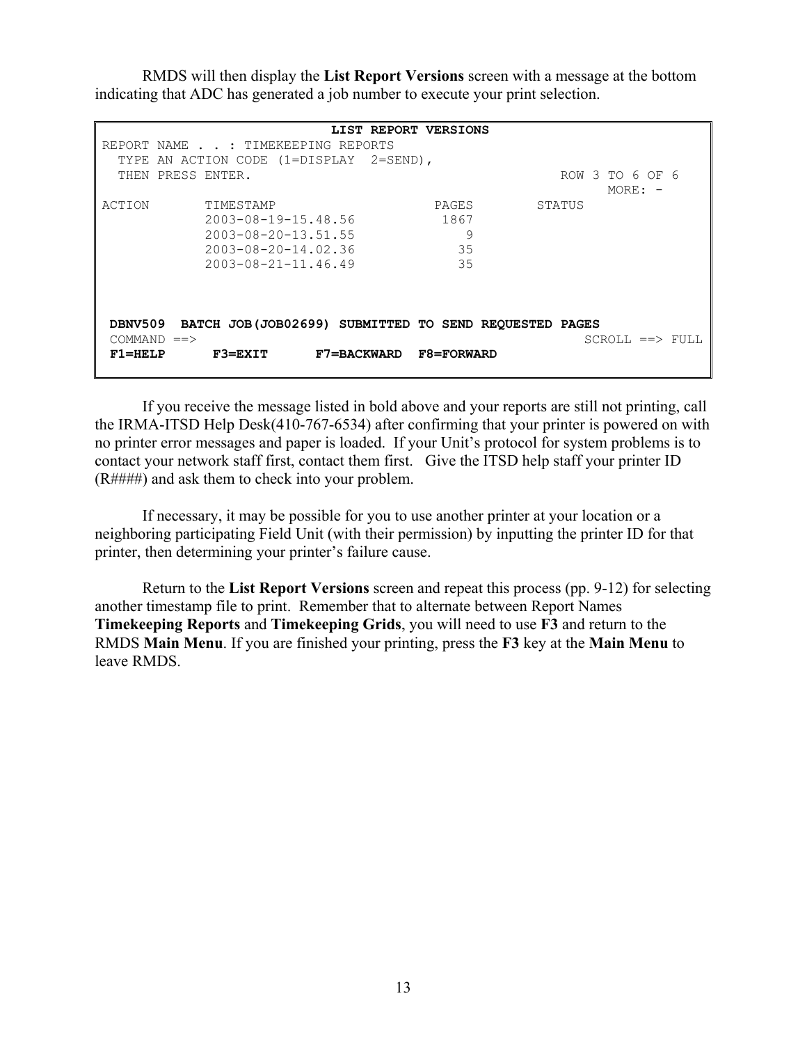RMDS will then display the **List Report Versions** screen with a message at the bottom indicating that ADC has generated a job number to execute your print selection.

```
                              LIST REPORT VERSIONS
REPORT NAME . . : TIMEKEEPING REPORTS
  TYPE AN ACTION CODE (1=DISPLAY  2=SEND),
  THEN PRESS ENTER.                                       ROW 3 TO 6 OF 6
                                                                MORE: -
ACTION       TIMESTAMP                   PAGES        STATUS
             2003-08-19-15.48.56          1867
             2003-08-20-13.51.55             9
             2003-08-20-14.02.36            35
             2003-08-21-11.46.49            35



 DBNV509  BATCH JOB(JOB02699) SUBMITTED TO SEND REQUESTED PAGES
 COMMAND ==>                                                 SCROLL ==> FULL
 F1=HELP      F3=EXIT      F7=BACKWARD  F8=FORWARD
```

If you receive the message listed in bold above and your reports are still not printing, call the IRMA-ITSD Help Desk(410-767-6534) after confirming that your printer is powered on with no printer error messages and paper is loaded. If your Unit's protocol for system problems is to contact your network staff first, contact them first. Give the ITSD help staff your printer ID (R####) and ask them to check into your problem.

If necessary, it may be possible for you to use another printer at your location or a neighboring participating Field Unit (with their permission) by inputting the printer ID for that printer, then determining your printer's failure cause.

Return to the **List Report Versions** screen and repeat this process (pp. 9-12) for selecting another timestamp file to print. Remember that to alternate between Report Names **Timekeeping Reports** and **Timekeeping Grids**, you will need to use **F3** and return to the RMDS **Main Menu**. If you are finished your printing, press the **F3** key at the **Main Menu** to leave RMDS.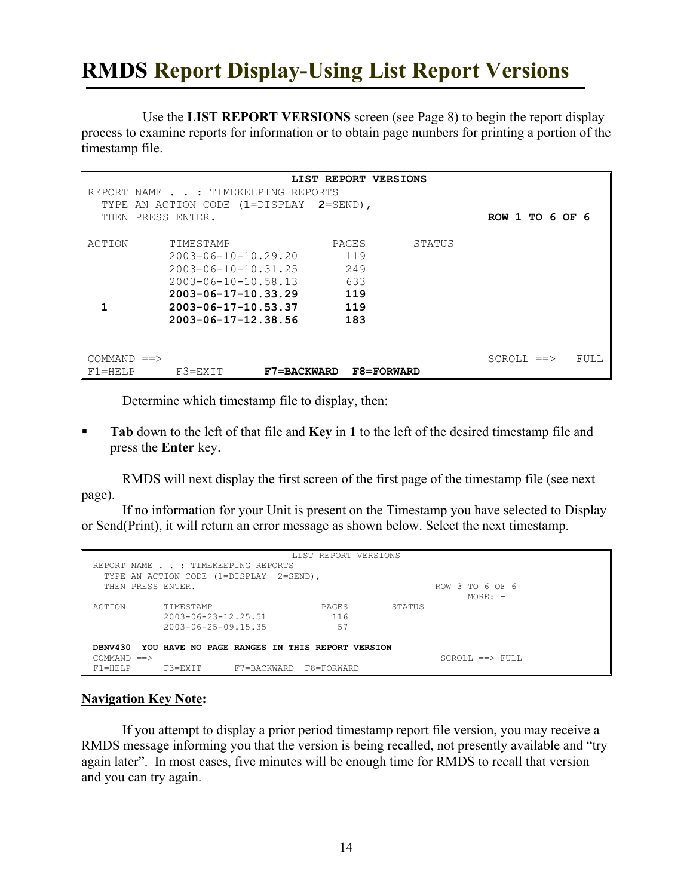# RMDS Report Display-Using List Report Versions

Use the **LIST REPORT VERSIONS** screen (see Page 8) to begin the report display process to examine reports for information or to obtain page numbers for printing a portion of the timestamp file.

```
                              LIST REPORT VERSIONS
REPORT NAME . . : TIMEKEEPING REPORTS
  TYPE AN ACTION CODE (1=DISPLAY  2=SEND),
  THEN PRESS ENTER.                                          ROW 1 TO 6 OF 6

ACTION      TIMESTAMP                 PAGES       STATUS
            2003-06-10-10.29.20        119
            2003-06-10-10.31.25        249
            2003-06-10-10.58.13        633
            2003-06-17-10.33.29        119
  1         2003-06-17-10.53.37        119
            2003-06-17-12.38.56        183


COMMAND ==>                                                  SCROLL ==>   FULL
F1=HELP     F3=EXIT      F7=BACKWARD  F8=FORWARD
```

Determine which timestamp file to display, then:

- **Tab** down to the left of that file and **Key** in **1** to the left of the desired timestamp file and press the **Enter** key.

RMDS will next display the first screen of the first page of the timestamp file (see next page).

If no information for your Unit is present on the Timestamp you have selected to Display or Send(Print), it will return an error message as shown below. Select the next timestamp.

```
                                    LIST REPORT VERSIONS
 REPORT NAME . . : TIMEKEEPING REPORTS
   TYPE AN ACTION CODE (1=DISPLAY  2=SEND),
   THEN PRESS ENTER.                                          ROW 3 TO 6 OF 6
                                                                    MORE: -
 ACTION       TIMESTAMP                  PAGES        STATUS
              2003-06-23-12.25.51         116
              2003-06-25-09.15.35          57

 DBNV430  YOU HAVE NO PAGE RANGES IN THIS REPORT VERSION
 COMMAND ==>                                                  SCROLL ==> FULL
 F1=HELP      F3=EXIT      F7=BACKWARD  F8=FORWARD
```

**Navigation Key Note:**

If you attempt to display a prior period timestamp report file version, you may receive a RMDS message informing you that the version is being recalled, not presently available and "try again later". In most cases, five minutes will be enough time for RMDS to recall that version and you can try again.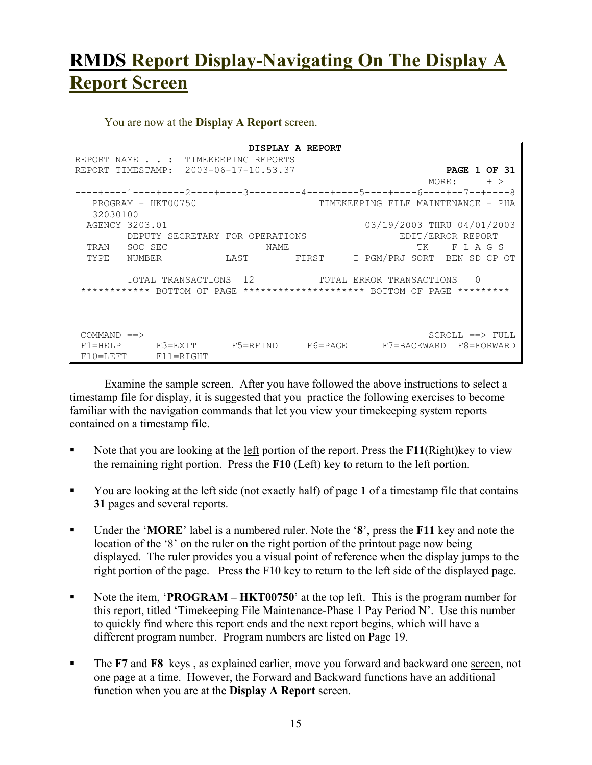# RMDS Report Display-Navigating On The Display A Report Screen

You are now at the **Display A Report** screen.

```
                                    DISPLAY A REPORT
REPORT NAME . . :  TIMEKEEPING REPORTS
REPORT TIMESTAMP:  2003-06-17-10.53.37                                  PAGE 1 OF 31
                                                                         MORE:     + >
----+----1----+----2----+----3----+----4----+----5----+----6----+--7--+----8
   PROGRAM - HKT00750                     TIMEKEEPING FILE MAINTENANCE - PHA
   32030100
  AGENCY 3203.01                                  03/19/2003 THRU 04/01/2003
        DEPUTY SECRETARY FOR OPERATIONS                 EDIT/ERROR REPORT
  TRAN   SOC SEC                 NAME                       TK    F L A G S
  TYPE   NUMBER           LAST         FIRST      I PGM/PRJ SORT  BEN SD CP OT

        TOTAL TRANSACTIONS  12           TOTAL ERROR TRANSACTIONS   0
 ************ BOTTOM OF PAGE ******************** BOTTOM OF PAGE *********



 COMMAND ==>                                                       SCROLL ==> FULL
 F1=HELP      F3=EXIT      F5=RFIND     F6=PAGE      F7=BACKWARD  F8=FORWARD
 F10=LEFT     F11=RIGHT
```

Examine the sample screen. After you have followed the above instructions to select a timestamp file for display, it is suggested that you practice the following exercises to become familiar with the navigation commands that let you view your timekeeping system reports contained on a timestamp file.

- Note that you are looking at the left portion of the report. Press the **F11**(Right)key to view the remaining right portion. Press the **F10** (Left) key to return to the left portion.
- You are looking at the left side (not exactly half) of page **1** of a timestamp file that contains **31** pages and several reports.
- Under the '**MORE**' label is a numbered ruler. Note the '**8**', press the **F11** key and note the location of the '8' on the ruler on the right portion of the printout page now being displayed. The ruler provides you a visual point of reference when the display jumps to the right portion of the page. Press the F10 key to return to the left side of the displayed page.
- Note the item, '**PROGRAM – HKT00750**' at the top left. This is the program number for this report, titled 'Timekeeping File Maintenance-Phase 1 Pay Period N'. Use this number to quickly find where this report ends and the next report begins, which will have a different program number. Program numbers are listed on Page 19.
- The **F7** and **F8** keys , as explained earlier, move you forward and backward one screen, not one page at a time. However, the Forward and Backward functions have an additional function when you are at the **Display A Report** screen.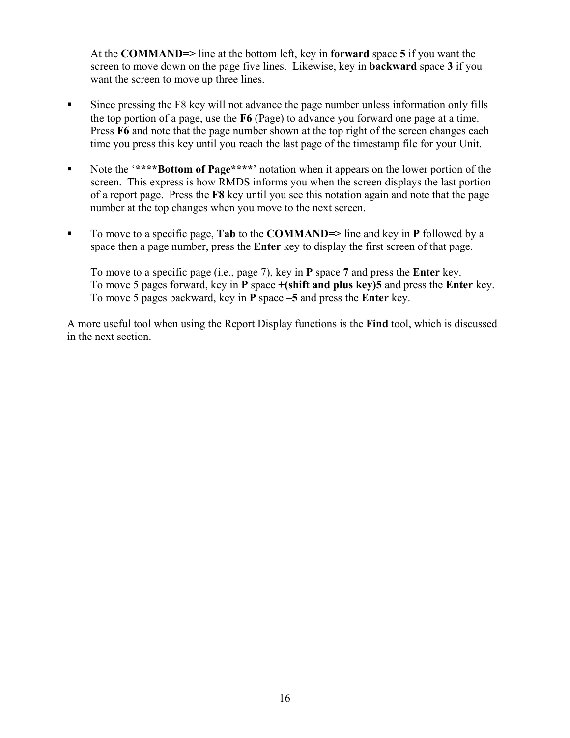At the **COMMAND=>** line at the bottom left, key in **forward** space **5** if you want the screen to move down on the page five lines. Likewise, key in **backward** space **3** if you want the screen to move up three lines.

- Since pressing the F8 key will not advance the page number unless information only fills the top portion of a page, use the **F6** (Page) to advance you forward one <u>page</u> at a time. Press **F6** and note that the page number shown at the top right of the screen changes each time you press this key until you reach the last page of the timestamp file for your Unit.

- Note the '**\*\*\*\*Bottom of Page\*\*\*\***' notation when it appears on the lower portion of the screen. This express is how RMDS informs you when the screen displays the last portion of a report page. Press the **F8** key until you see this notation again and note that the page number at the top changes when you move to the next screen.

- To move to a specific page, **Tab** to the **COMMAND=>** line and key in **P** followed by a space then a page number, press the **Enter** key to display the first screen of that page.

  To move to a specific page (i.e., page 7), key in **P** space **7** and press the **Enter** key.
  To move 5 <u>pages</u> forward, key in **P** space **+(shift and plus key)5** and press the **Enter** key.
  To move 5 pages backward, key in **P** space **–5** and press the **Enter** key.

A more useful tool when using the Report Display functions is the **Find** tool, which is discussed in the next section.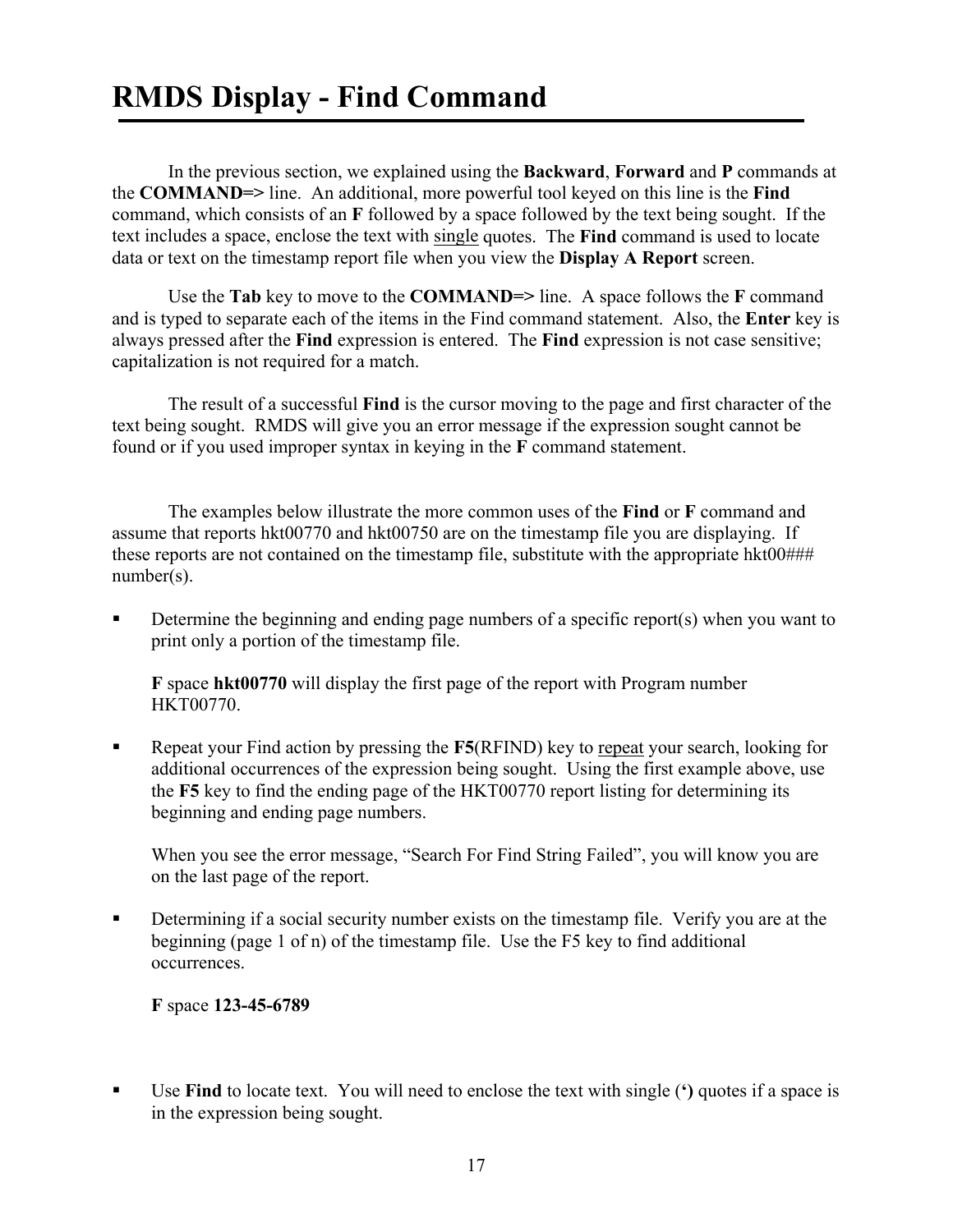# RMDS Display - Find Command

In the previous section, we explained using the **Backward**, **Forward** and **P** commands at the **COMMAND=>** line. An additional, more powerful tool keyed on this line is the **Find** command, which consists of an **F** followed by a space followed by the text being sought. If the text includes a space, enclose the text with single quotes. The **Find** command is used to locate data or text on the timestamp report file when you view the **Display A Report** screen.

Use the **Tab** key to move to the **COMMAND=>** line. A space follows the **F** command and is typed to separate each of the items in the Find command statement. Also, the **Enter** key is always pressed after the **Find** expression is entered. The **Find** expression is not case sensitive; capitalization is not required for a match.

The result of a successful **Find** is the cursor moving to the page and first character of the text being sought. RMDS will give you an error message if the expression sought cannot be found or if you used improper syntax in keying in the **F** command statement.

The examples below illustrate the more common uses of the **Find** or **F** command and assume that reports hkt00770 and hkt00750 are on the timestamp file you are displaying. If these reports are not contained on the timestamp file, substitute with the appropriate hkt00### number(s).

- Determine the beginning and ending page numbers of a specific report(s) when you want to print only a portion of the timestamp file.

  **F** space **hkt00770** will display the first page of the report with Program number HKT00770.

- Repeat your Find action by pressing the **F5**(RFIND) key to repeat your search, looking for additional occurrences of the expression being sought. Using the first example above, use the **F5** key to find the ending page of the HKT00770 report listing for determining its beginning and ending page numbers.

  When you see the error message, "Search For Find String Failed", you will know you are on the last page of the report.

- Determining if a social security number exists on the timestamp file. Verify you are at the beginning (page 1 of n) of the timestamp file. Use the F5 key to find additional occurrences.

  **F** space **123-45-6789**

- Use **Find** to locate text. You will need to enclose the text with single (**'**) quotes if a space is in the expression being sought.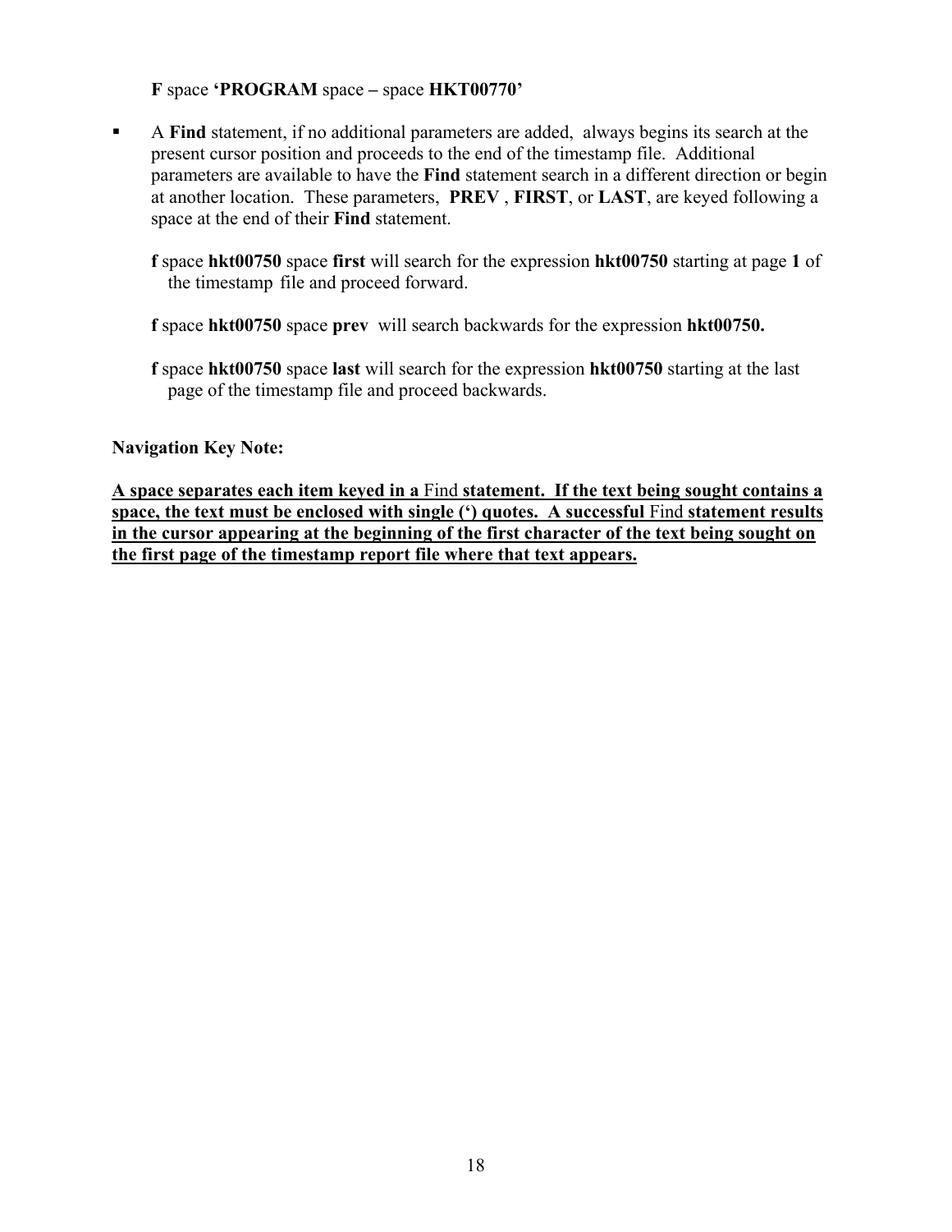**F** space **'PROGRAM** space **–** space **HKT00770'**

- A **Find** statement, if no additional parameters are added, always begins its search at the present cursor position and proceeds to the end of the timestamp file. Additional parameters are available to have the **Find** statement search in a different direction or begin at another location. These parameters, **PREV** , **FIRST**, or **LAST**, are keyed following a space at the end of their **Find** statement.

  **f** space **hkt00750** space **first** will search for the expression **hkt00750** starting at page **1** of the timestamp file and proceed forward.

  **f** space **hkt00750** space **prev** will search backwards for the expression **hkt00750.**

  **f** space **hkt00750** space **last** will search for the expression **hkt00750** starting at the last page of the timestamp file and proceed backwards.

**Navigation Key Note:**

<u>**A space separates each item keyed in a** Find **statement. If the text being sought contains a space, the text must be enclosed with single (') quotes. A successful** Find **statement results in the cursor appearing at the beginning of the first character of the text being sought on the first page of the timestamp report file where that text appears.**</u>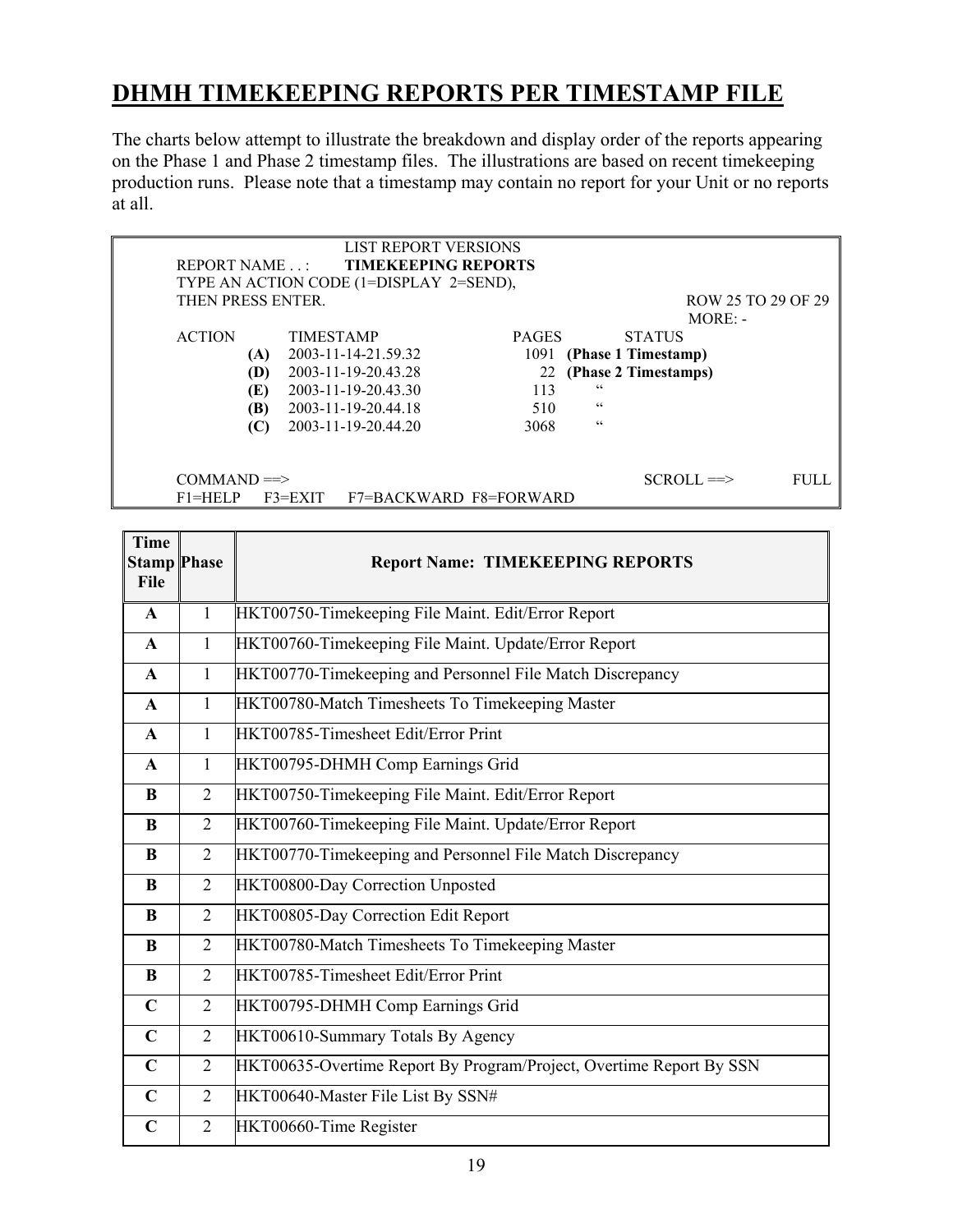# DHMH TIMEKEEPING REPORTS PER TIMESTAMP FILE

The charts below attempt to illustrate the breakdown and display order of the reports appearing on the Phase 1 and Phase 2 timestamp files. The illustrations are based on recent timekeeping production runs. Please note that a timestamp may contain no report for your Unit or no reports at all.

```
                              LIST REPORT VERSIONS
REPORT NAME . . :       TIMEKEEPING REPORTS
TYPE AN ACTION CODE (1=DISPLAY  2=SEND),
THEN PRESS ENTER.                                              ROW 25 TO 29 OF 29
                                                                         MORE: -
ACTION          TIMESTAMP                   PAGES          STATUS
         (A)    2003-11-14-21.59.32          1091   (Phase 1 Timestamp)
         (D)    2003-11-19-20.43.28            22   (Phase 2 Timestamps)
         (E)    2003-11-19-20.43.30           113        "
         (B)    2003-11-19-20.44.18           510        "
         (C)    2003-11-19-20.44.20          3068        "


COMMAND ==>                                              SCROLL ==>         FULL
F1=HELP     F3=EXIT     F7=BACKWARD  F8=FORWARD
```

| Time Stamp File | Phase | Report Name: TIMEKEEPING REPORTS |
|---|---|---|
| **A** | 1 | HKT00750-Timekeeping File Maint. Edit/Error Report |
| **A** | 1 | HKT00760-Timekeeping File Maint. Update/Error Report |
| **A** | 1 | HKT00770-Timekeeping and Personnel File Match Discrepancy |
| **A** | 1 | HKT00780-Match Timesheets To Timekeeping Master |
| **A** | 1 | HKT00785-Timesheet Edit/Error Print |
| **A** | 1 | HKT00795-DHMH Comp Earnings Grid |
| **B** | 2 | HKT00750-Timekeeping File Maint. Edit/Error Report |
| **B** | 2 | HKT00760-Timekeeping File Maint. Update/Error Report |
| **B** | 2 | HKT00770-Timekeeping and Personnel File Match Discrepancy |
| **B** | 2 | HKT00800-Day Correction Unposted |
| **B** | 2 | HKT00805-Day Correction Edit Report |
| **B** | 2 | HKT00780-Match Timesheets To Timekeeping Master |
| **B** | 2 | HKT00785-Timesheet Edit/Error Print |
| **C** | 2 | HKT00795-DHMH Comp Earnings Grid |
| **C** | 2 | HKT00610-Summary Totals By Agency |
| **C** | 2 | HKT00635-Overtime Report By Program/Project, Overtime Report By SSN |
| **C** | 2 | HKT00640-Master File List By SSN# |
| **C** | 2 | HKT00660-Time Register |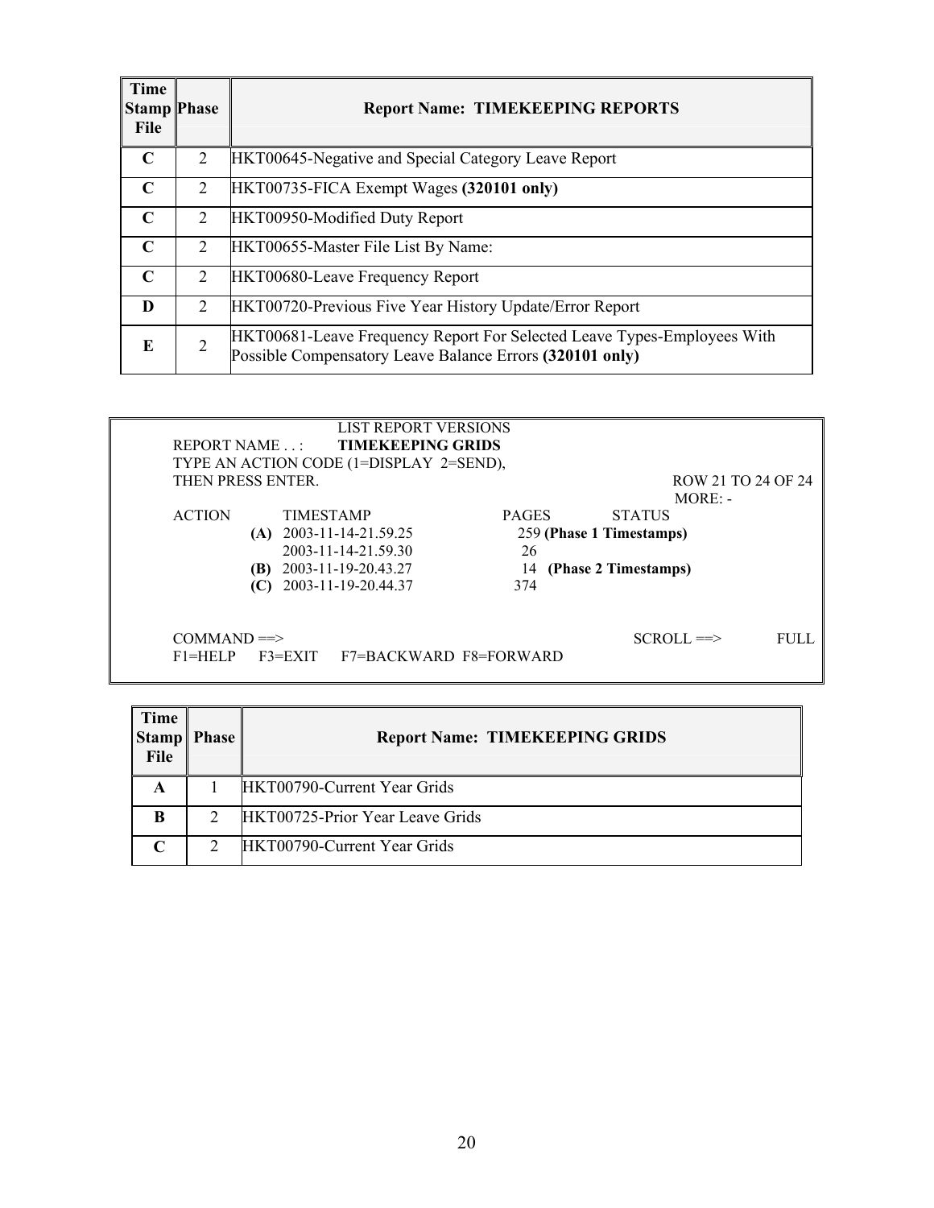| Time Stamp File | Phase | Report Name: TIMEKEEPING REPORTS |
|---|---|---|
| **C** | 2 | HKT00645-Negative and Special Category Leave Report |
| **C** | 2 | HKT00735-FICA Exempt Wages **(320101 only)** |
| **C** | 2 | HKT00950-Modified Duty Report |
| **C** | 2 | HKT00655-Master File List By Name: |
| **C** | 2 | HKT00680-Leave Frequency Report |
| **D** | 2 | HKT00720-Previous Five Year History Update/Error Report |
| **E** | 2 | HKT00681-Leave Frequency Report For Selected Leave Types-Employees With Possible Compensatory Leave Balance Errors **(320101 only)** |

```
                              LIST REPORT VERSIONS
REPORT NAME . . :         TIMEKEEPING GRIDS
TYPE AN ACTION CODE (1=DISPLAY  2=SEND),
THEN PRESS ENTER.                                              ROW 21 TO 24 OF 24
                                                                MORE: -
ACTION          TIMESTAMP                    PAGES           STATUS
           (A)  2003-11-14-21.59.25            259 (Phase 1 Timestamps)
                2003-11-14-21.59.30             26
           (B)  2003-11-19-20.43.27             14  (Phase 2 Timestamps)
           (C)  2003-11-19-20.44.37            374


COMMAND ==>                                              SCROLL ==>          FULL
F1=HELP    F3=EXIT    F7=BACKWARD  F8=FORWARD
```

| Time Stamp File | Phase | Report Name: TIMEKEEPING GRIDS |
|---|---|---|
| **A** | 1 | HKT00790-Current Year Grids |
| **B** | 2 | HKT00725-Prior Year Leave Grids |
| **C** | 2 | HKT00790-Current Year Grids |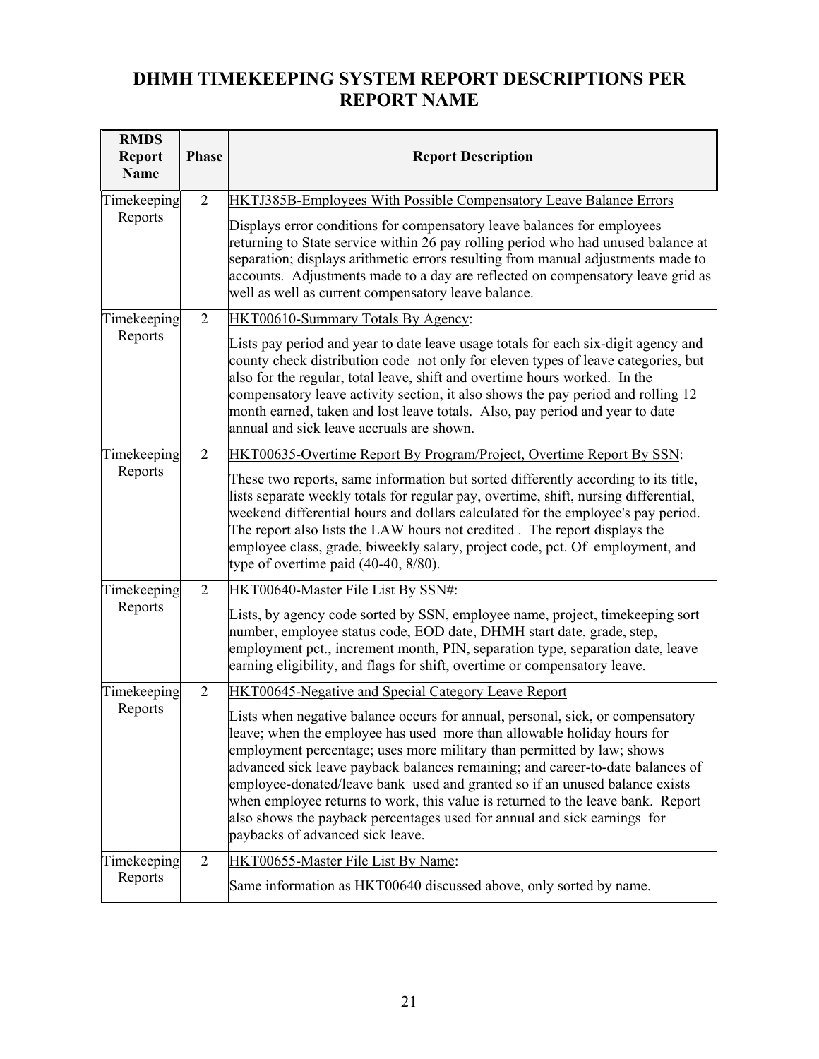# DHMH TIMEKEEPING SYSTEM REPORT DESCRIPTIONS PER REPORT NAME

| RMDS Report Name | Phase | Report Description |
|---|---|---|
| Timekeeping Reports | 2 | HKTJ385B-Employees With Possible Compensatory Leave Balance Errors<br><br>Displays error conditions for compensatory leave balances for employees returning to State service within 26 pay rolling period who had unused balance at separation; displays arithmetic errors resulting from manual adjustments made to accounts. Adjustments made to a day are reflected on compensatory leave grid as well as well as current compensatory leave balance. |
| Timekeeping Reports | 2 | HKT00610-Summary Totals By Agency:<br><br>Lists pay period and year to date leave usage totals for each six-digit agency and county check distribution code not only for eleven types of leave categories, but also for the regular, total leave, shift and overtime hours worked. In the compensatory leave activity section, it also shows the pay period and rolling 12 month earned, taken and lost leave totals. Also, pay period and year to date annual and sick leave accruals are shown. |
| Timekeeping Reports | 2 | HKT00635-Overtime Report By Program/Project, Overtime Report By SSN:<br><br>These two reports, same information but sorted differently according to its title, lists separate weekly totals for regular pay, overtime, shift, nursing differential, weekend differential hours and dollars calculated for the employee's pay period. The report also lists the LAW hours not credited . The report displays the employee class, grade, biweekly salary, project code, pct. Of employment, and type of overtime paid (40-40, 8/80). |
| Timekeeping Reports | 2 | HKT00640-Master File List By SSN#:<br><br>Lists, by agency code sorted by SSN, employee name, project, timekeeping sort number, employee status code, EOD date, DHMH start date, grade, step, employment pct., increment month, PIN, separation type, separation date, leave earning eligibility, and flags for shift, overtime or compensatory leave. |
| Timekeeping Reports | 2 | HKT00645-Negative and Special Category Leave Report<br><br>Lists when negative balance occurs for annual, personal, sick, or compensatory leave; when the employee has used more than allowable holiday hours for employment percentage; uses more military than permitted by law; shows advanced sick leave payback balances remaining; and career-to-date balances of employee-donated/leave bank used and granted so if an unused balance exists when employee returns to work, this value is returned to the leave bank. Report also shows the payback percentages used for annual and sick earnings for paybacks of advanced sick leave. |
| Timekeeping Reports | 2 | HKT00655-Master File List By Name:<br><br>Same information as HKT00640 discussed above, only sorted by name. |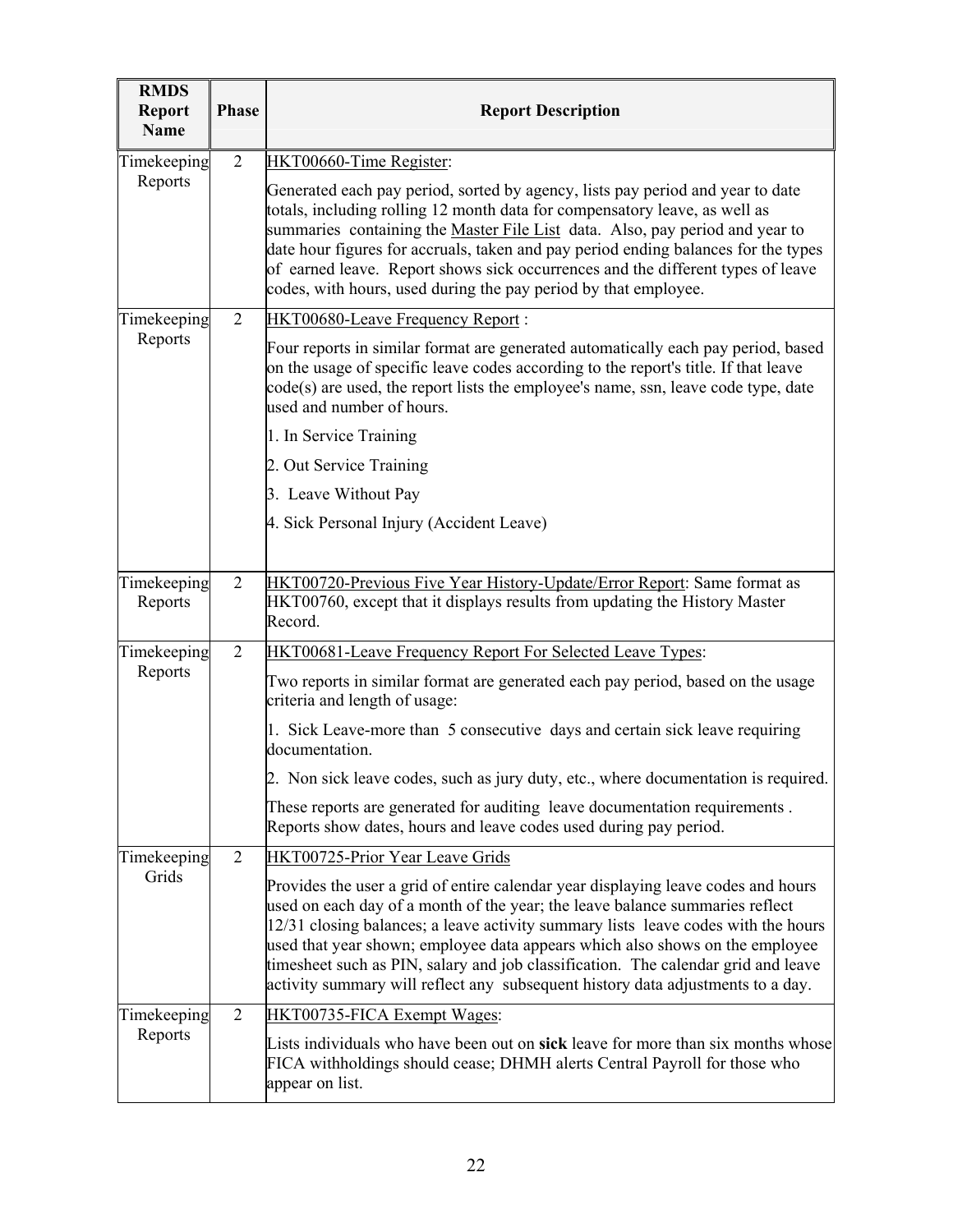| RMDS Report Name | Phase | Report Description |
|---|---|---|
| Timekeeping Reports | 2 | HKT00660-Time Register:<br><br>Generated each pay period, sorted by agency, lists pay period and year to date totals, including rolling 12 month data for compensatory leave, as well as summaries containing the Master File List data. Also, pay period and year to date hour figures for accruals, taken and pay period ending balances for the types of earned leave. Report shows sick occurrences and the different types of leave codes, with hours, used during the pay period by that employee. |
| Timekeeping Reports | 2 | HKT00680-Leave Frequency Report :<br><br>Four reports in similar format are generated automatically each pay period, based on the usage of specific leave codes according to the report's title. If that leave code(s) are used, the report lists the employee's name, ssn, leave code type, date used and number of hours.<br><br>1. In Service Training<br><br>2. Out Service Training<br><br>3. Leave Without Pay<br><br>4. Sick Personal Injury (Accident Leave) |
| Timekeeping Reports | 2 | HKT00720-Previous Five Year History-Update/Error Report: Same format as HKT00760, except that it displays results from updating the History Master Record. |
| Timekeeping Reports | 2 | HKT00681-Leave Frequency Report For Selected Leave Types:<br><br>Two reports in similar format are generated each pay period, based on the usage criteria and length of usage:<br><br>1. Sick Leave-more than 5 consecutive days and certain sick leave requiring documentation.<br><br>2. Non sick leave codes, such as jury duty, etc., where documentation is required.<br><br>These reports are generated for auditing leave documentation requirements . Reports show dates, hours and leave codes used during pay period. |
| Timekeeping Grids | 2 | HKT00725-Prior Year Leave Grids<br><br>Provides the user a grid of entire calendar year displaying leave codes and hours used on each day of a month of the year; the leave balance summaries reflect 12/31 closing balances; a leave activity summary lists leave codes with the hours used that year shown; employee data appears which also shows on the employee timesheet such as PIN, salary and job classification. The calendar grid and leave activity summary will reflect any subsequent history data adjustments to a day. |
| Timekeeping Reports | 2 | HKT00735-FICA Exempt Wages:<br><br>Lists individuals who have been out on **sick** leave for more than six months whose FICA withholdings should cease; DHMH alerts Central Payroll for those who appear on list. |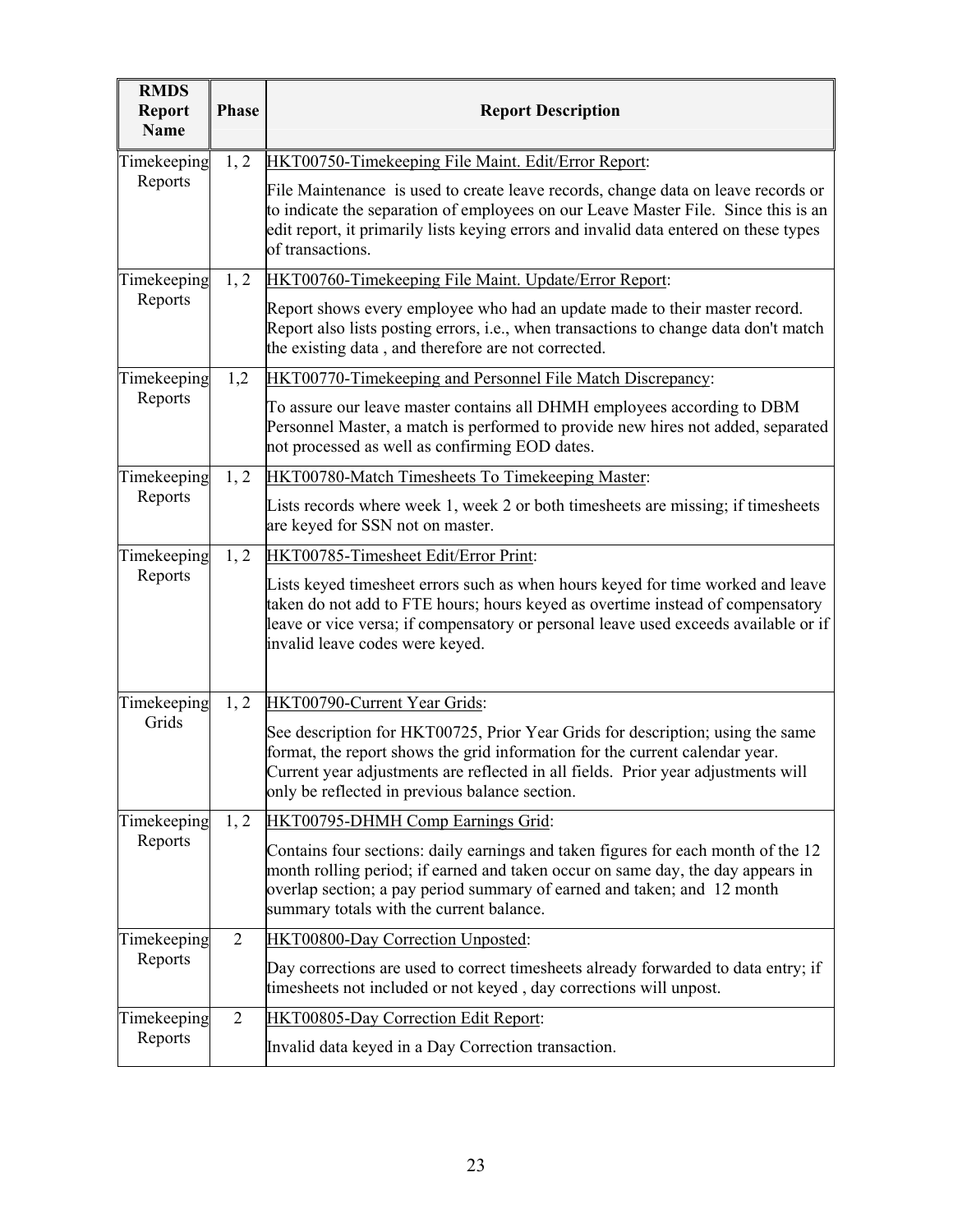| RMDS Report Name | Phase | Report Description |
|---|---|---|
| Timekeeping Reports | 1, 2 | HKT00750-Timekeeping File Maint. Edit/Error Report:<br><br>File Maintenance is used to create leave records, change data on leave records or to indicate the separation of employees on our Leave Master File. Since this is an edit report, it primarily lists keying errors and invalid data entered on these types of transactions. |
| Timekeeping Reports | 1, 2 | HKT00760-Timekeeping File Maint. Update/Error Report:<br><br>Report shows every employee who had an update made to their master record. Report also lists posting errors, i.e., when transactions to change data don't match the existing data , and therefore are not corrected. |
| Timekeeping Reports | 1,2 | HKT00770-Timekeeping and Personnel File Match Discrepancy:<br><br>To assure our leave master contains all DHMH employees according to DBM Personnel Master, a match is performed to provide new hires not added, separated not processed as well as confirming EOD dates. |
| Timekeeping Reports | 1, 2 | HKT00780-Match Timesheets To Timekeeping Master:<br><br>Lists records where week 1, week 2 or both timesheets are missing; if timesheets are keyed for SSN not on master. |
| Timekeeping Reports | 1, 2 | HKT00785-Timesheet Edit/Error Print:<br><br>Lists keyed timesheet errors such as when hours keyed for time worked and leave taken do not add to FTE hours; hours keyed as overtime instead of compensatory leave or vice versa; if compensatory or personal leave used exceeds available or if invalid leave codes were keyed. |
| Timekeeping Grids | 1, 2 | HKT00790-Current Year Grids:<br><br>See description for HKT00725, Prior Year Grids for description; using the same format, the report shows the grid information for the current calendar year. Current year adjustments are reflected in all fields. Prior year adjustments will only be reflected in previous balance section. |
| Timekeeping Reports | 1, 2 | HKT00795-DHMH Comp Earnings Grid:<br><br>Contains four sections: daily earnings and taken figures for each month of the 12 month rolling period; if earned and taken occur on same day, the day appears in overlap section; a pay period summary of earned and taken; and 12 month summary totals with the current balance. |
| Timekeeping Reports | 2 | HKT00800-Day Correction Unposted:<br><br>Day corrections are used to correct timesheets already forwarded to data entry; if timesheets not included or not keyed , day corrections will unpost. |
| Timekeeping Reports | 2 | HKT00805-Day Correction Edit Report:<br><br>Invalid data keyed in a Day Correction transaction. |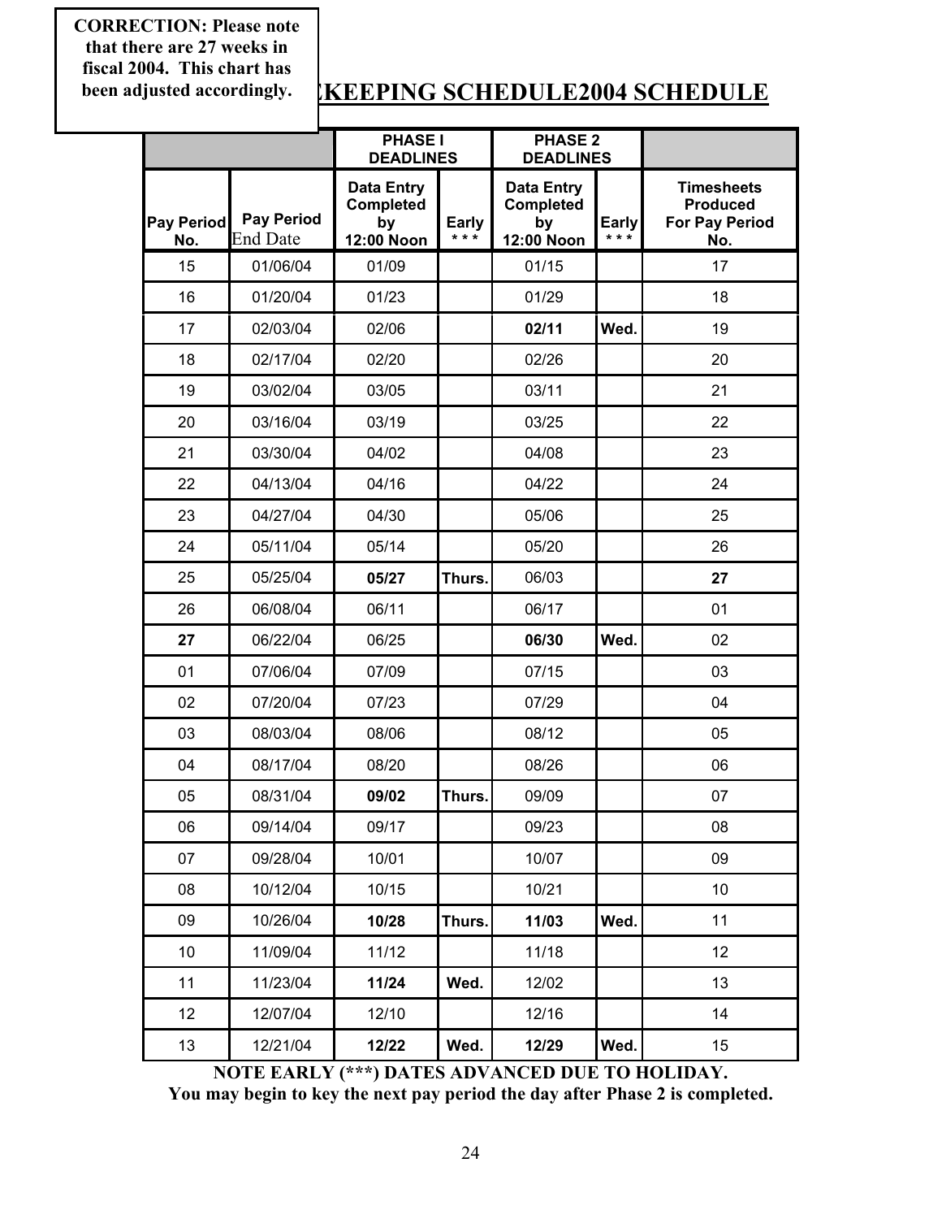**CORRECTION: Please note that there are 27 weeks in fiscal 2004. This chart has been adjusted accordingly.**

# KEEPING SCHEDULE2004 SCHEDULE

| | | PHASE I DEADLINES | | PHASE 2 DEADLINES | | |
|---|---|---|---|---|---|---|
| Pay Period No. | Pay Period End Date | Data Entry Completed by 12:00 Noon | Early *** | Data Entry Completed by 12:00 Noon | Early *** | Timesheets Produced For Pay Period No. |
| 15 | 01/06/04 | 01/09 | | 01/15 | | 17 |
| 16 | 01/20/04 | 01/23 | | 01/29 | | 18 |
| 17 | 02/03/04 | 02/06 | | **02/11** | **Wed.** | 19 |
| 18 | 02/17/04 | 02/20 | | 02/26 | | 20 |
| 19 | 03/02/04 | 03/05 | | 03/11 | | 21 |
| 20 | 03/16/04 | 03/19 | | 03/25 | | 22 |
| 21 | 03/30/04 | 04/02 | | 04/08 | | 23 |
| 22 | 04/13/04 | 04/16 | | 04/22 | | 24 |
| 23 | 04/27/04 | 04/30 | | 05/06 | | 25 |
| 24 | 05/11/04 | 05/14 | | 05/20 | | 26 |
| 25 | 05/25/04 | **05/27** | **Thurs.** | 06/03 | | **27** |
| 26 | 06/08/04 | 06/11 | | 06/17 | | 01 |
| **27** | 06/22/04 | 06/25 | | **06/30** | **Wed.** | 02 |
| 01 | 07/06/04 | 07/09 | | 07/15 | | 03 |
| 02 | 07/20/04 | 07/23 | | 07/29 | | 04 |
| 03 | 08/03/04 | 08/06 | | 08/12 | | 05 |
| 04 | 08/17/04 | 08/20 | | 08/26 | | 06 |
| 05 | 08/31/04 | **09/02** | **Thurs.** | 09/09 | | 07 |
| 06 | 09/14/04 | 09/17 | | 09/23 | | 08 |
| 07 | 09/28/04 | 10/01 | | 10/07 | | 09 |
| 08 | 10/12/04 | 10/15 | | 10/21 | | 10 |
| 09 | 10/26/04 | **10/28** | **Thurs.** | **11/03** | **Wed.** | 11 |
| 10 | 11/09/04 | 11/12 | | 11/18 | | 12 |
| 11 | 11/23/04 | **11/24** | **Wed.** | 12/02 | | 13 |
| 12 | 12/07/04 | 12/10 | | 12/16 | | 14 |
| 13 | 12/21/04 | **12/22** | **Wed.** | **12/29** | **Wed.** | 15 |

**NOTE EARLY (***) DATES ADVANCED DUE TO HOLIDAY.**
**You may begin to key the next pay period the day after Phase 2 is completed.**